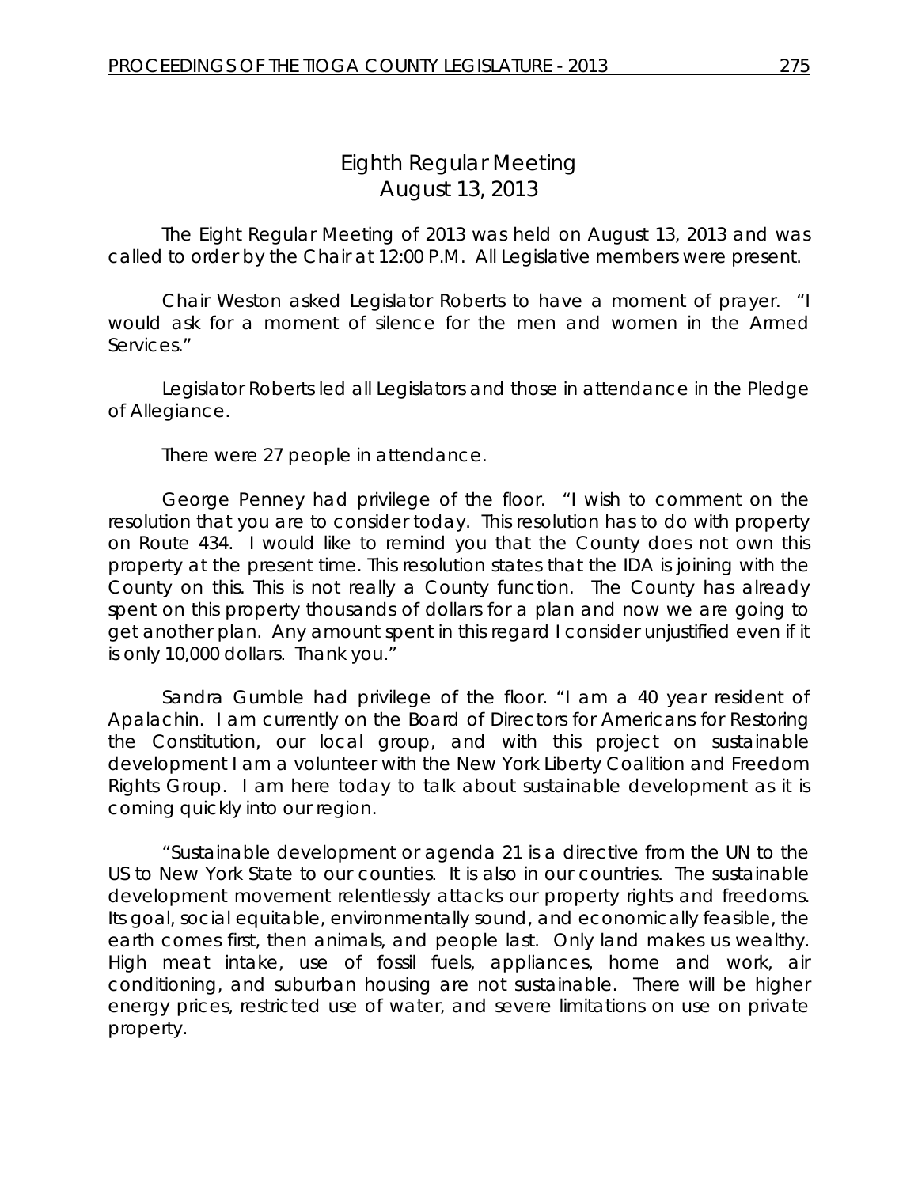# Eighth Regular Meeting
## August 13, 2013

The Eight Regular Meeting of 2013 was held on August 13, 2013 and was called to order by the Chair at 12:00 P.M. All Legislative members were present.

Chair Weston asked Legislator Roberts to have a moment of prayer. "I would ask for a moment of silence for the men and women in the Armed Services."

Legislator Roberts led all Legislators and those in attendance in the Pledge of Allegiance.

There were 27 people in attendance.

George Penney had privilege of the floor. "I wish to comment on the resolution that you are to consider today. This resolution has to do with property on Route 434. I would like to remind you that the County does not own this property at the present time. This resolution states that the IDA is joining with the County on this. This is not really a County function. The County has already spent on this property thousands of dollars for a plan and now we are going to get another plan. Any amount spent in this regard I consider unjustified even if it is only 10,000 dollars. Thank you."

Sandra Gumble had privilege of the floor. "I am a 40 year resident of Apalachin. I am currently on the Board of Directors for Americans for Restoring the Constitution, our local group, and with this project on sustainable development I am a volunteer with the New York Liberty Coalition and Freedom Rights Group. I am here today to talk about sustainable development as it is coming quickly into our region.

"Sustainable development or agenda 21 is a directive from the UN to the US to New York State to our counties. It is also in our countries. The sustainable development movement relentlessly attacks our property rights and freedoms. Its goal, social equitable, environmentally sound, and economically feasible, the earth comes first, then animals, and people last. Only land makes us wealthy. High meat intake, use of fossil fuels, appliances, home and work, air conditioning, and suburban housing are not sustainable. There will be higher energy prices, restricted use of water, and severe limitations on use on private property.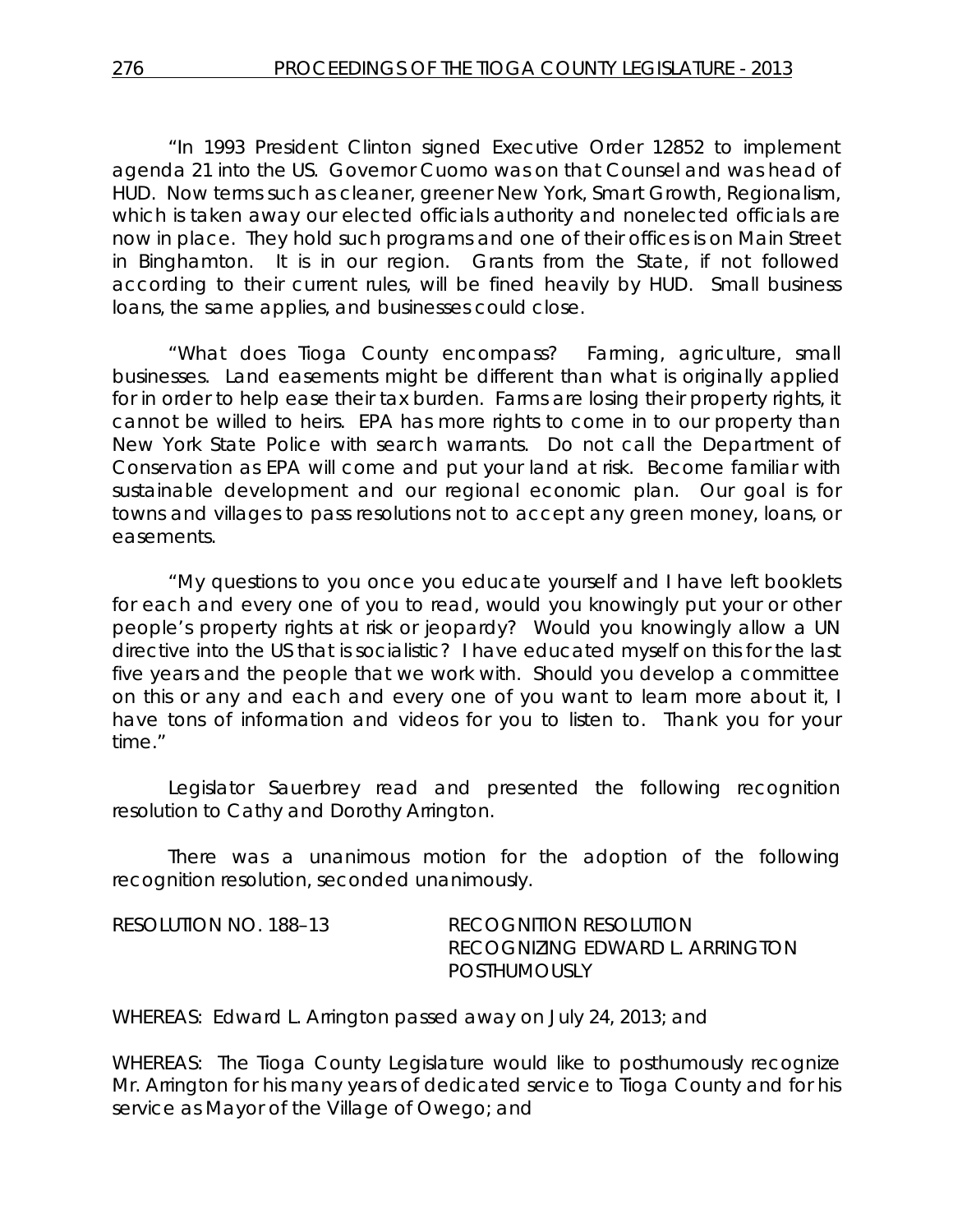"In 1993 President Clinton signed Executive Order 12852 to implement agenda 21 into the US. Governor Cuomo was on that Counsel and was head of HUD. Now terms such as cleaner, greener New York, Smart Growth, Regionalism, which is taken away our elected officials authority and nonelected officials are now in place. They hold such programs and one of their offices is on Main Street in Binghamton. It is in our region. Grants from the State, if not followed according to their current rules, will be fined heavily by HUD. Small business loans, the same applies, and businesses could close.

"What does Tioga County encompass? Farming, agriculture, small businesses. Land easements might be different than what is originally applied for in order to help ease their tax burden. Farms are losing their property rights, it cannot be willed to heirs. EPA has more rights to come in to our property than New York State Police with search warrants. Do not call the Department of Conservation as EPA will come and put your land at risk. Become familiar with sustainable development and our regional economic plan. Our goal is for towns and villages to pass resolutions not to accept any green money, loans, or easements.

"My questions to you once you educate yourself and I have left booklets for each and every one of you to read, would you knowingly put your or other people's property rights at risk or jeopardy? Would you knowingly allow a UN directive into the US that is socialistic? I have educated myself on this for the last five years and the people that we work with. Should you develop a committee on this or any and each and every one of you want to learn more about it, I have tons of information and videos for you to listen to. Thank you for your time."

Legislator Sauerbrey read and presented the following recognition resolution to Cathy and Dorothy Arrington.

There was a unanimous motion for the adoption of the following recognition resolution, seconded unanimously.

RESOLUTION NO. 188–13 RECOGNITION RESOLUTION
RECOGNIZING EDWARD L. ARRINGTON
POSTHUMOUSLY

WHEREAS: Edward L. Arrington passed away on July 24, 2013; and

WHEREAS: The Tioga County Legislature would like to posthumously recognize Mr. Arrington for his many years of dedicated service to Tioga County and for his service as Mayor of the Village of Owego; and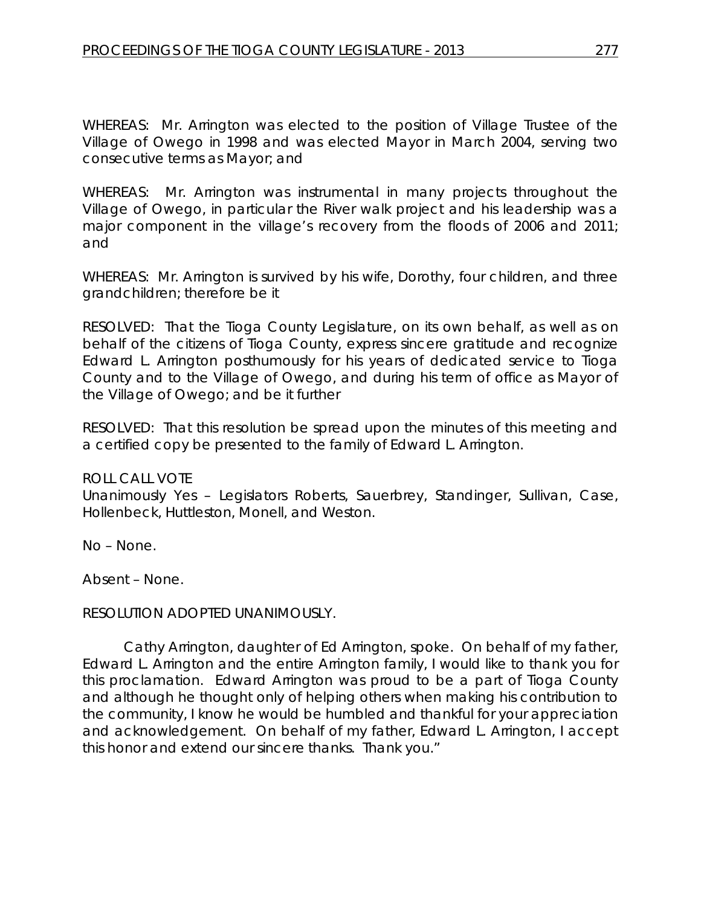WHEREAS: Mr. Arrington was elected to the position of Village Trustee of the Village of Owego in 1998 and was elected Mayor in March 2004, serving two consecutive terms as Mayor; and

WHEREAS: Mr. Arrington was instrumental in many projects throughout the Village of Owego, in particular the River walk project and his leadership was a major component in the village's recovery from the floods of 2006 and 2011; and

WHEREAS: Mr. Arrington is survived by his wife, Dorothy, four children, and three grandchildren; therefore be it

RESOLVED: That the Tioga County Legislature, on its own behalf, as well as on behalf of the citizens of Tioga County, express sincere gratitude and recognize Edward L. Arrington posthumously for his years of dedicated service to Tioga County and to the Village of Owego, and during his term of office as Mayor of the Village of Owego; and be it further

RESOLVED: That this resolution be spread upon the minutes of this meeting and a certified copy be presented to the family of Edward L. Arrington.

ROLL CALL VOTE
Unanimously Yes – Legislators Roberts, Sauerbrey, Standinger, Sullivan, Case, Hollenbeck, Huttleston, Monell, and Weston.

No – None.

Absent – None.

RESOLUTION ADOPTED UNANIMOUSLY.

Cathy Arrington, daughter of Ed Arrington, spoke. On behalf of my father, Edward L. Arrington and the entire Arrington family, I would like to thank you for this proclamation. Edward Arrington was proud to be a part of Tioga County and although he thought only of helping others when making his contribution to the community, I know he would be humbled and thankful for your appreciation and acknowledgement. On behalf of my father, Edward L. Arrington, I accept this honor and extend our sincere thanks. Thank you."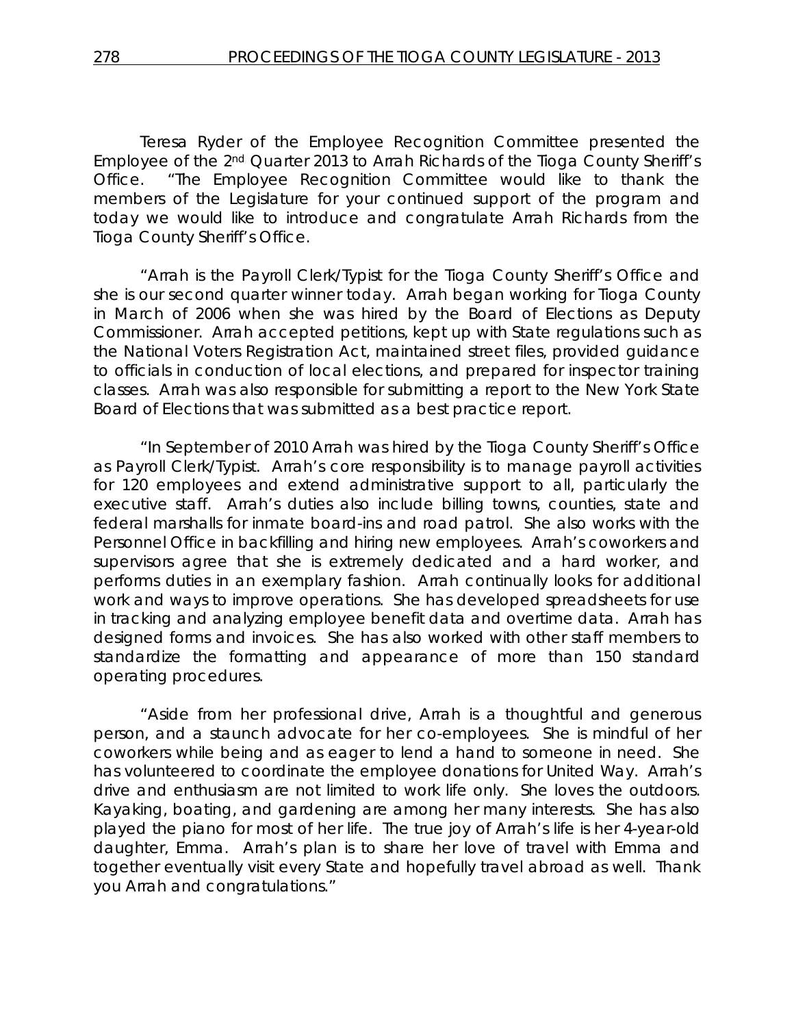Teresa Ryder of the Employee Recognition Committee presented the Employee of the 2nd Quarter 2013 to Arrah Richards of the Tioga County Sheriff's Office. "The Employee Recognition Committee would like to thank the members of the Legislature for your continued support of the program and today we would like to introduce and congratulate Arrah Richards from the Tioga County Sheriff's Office.

"Arrah is the Payroll Clerk/Typist for the Tioga County Sheriff's Office and she is our second quarter winner today. Arrah began working for Tioga County in March of 2006 when she was hired by the Board of Elections as Deputy Commissioner. Arrah accepted petitions, kept up with State regulations such as the National Voters Registration Act, maintained street files, provided guidance to officials in conduction of local elections, and prepared for inspector training classes. Arrah was also responsible for submitting a report to the New York State Board of Elections that was submitted as a best practice report.

"In September of 2010 Arrah was hired by the Tioga County Sheriff's Office as Payroll Clerk/Typist. Arrah's core responsibility is to manage payroll activities for 120 employees and extend administrative support to all, particularly the executive staff. Arrah's duties also include billing towns, counties, state and federal marshalls for inmate board-ins and road patrol. She also works with the Personnel Office in backfilling and hiring new employees. Arrah's coworkers and supervisors agree that she is extremely dedicated and a hard worker, and performs duties in an exemplary fashion. Arrah continually looks for additional work and ways to improve operations. She has developed spreadsheets for use in tracking and analyzing employee benefit data and overtime data. Arrah has designed forms and invoices. She has also worked with other staff members to standardize the formatting and appearance of more than 150 standard operating procedures.

"Aside from her professional drive, Arrah is a thoughtful and generous person, and a staunch advocate for her co-employees. She is mindful of her coworkers while being and as eager to lend a hand to someone in need. She has volunteered to coordinate the employee donations for United Way. Arrah's drive and enthusiasm are not limited to work life only. She loves the outdoors. Kayaking, boating, and gardening are among her many interests. She has also played the piano for most of her life. The true joy of Arrah's life is her 4-year-old daughter, Emma. Arrah's plan is to share her love of travel with Emma and together eventually visit every State and hopefully travel abroad as well. Thank you Arrah and congratulations."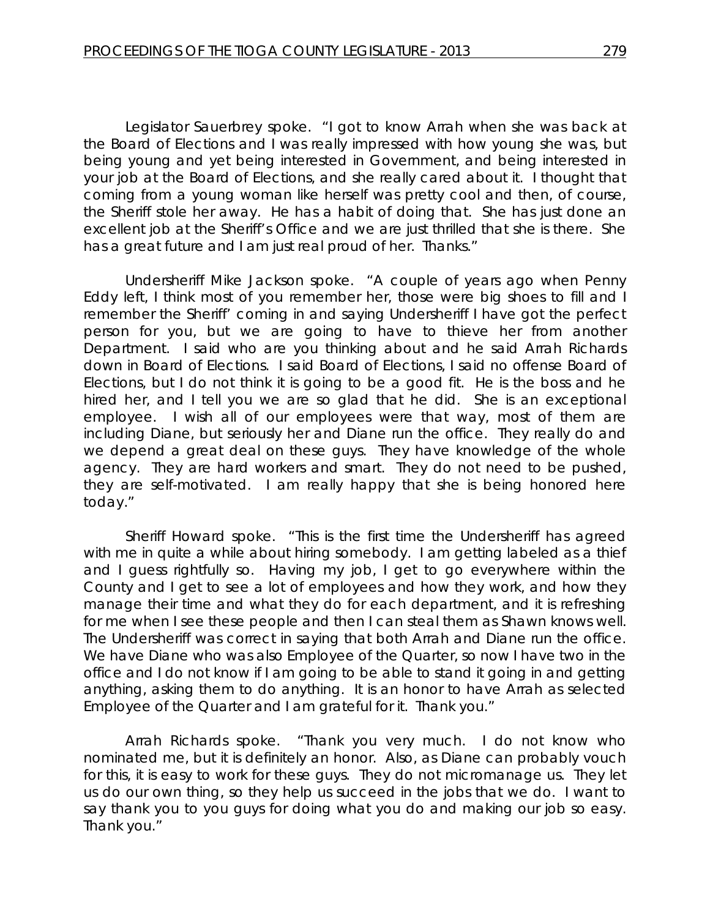Legislator Sauerbrey spoke. "I got to know Arrah when she was back at the Board of Elections and I was really impressed with how young she was, but being young and yet being interested in Government, and being interested in your job at the Board of Elections, and she really cared about it. I thought that coming from a young woman like herself was pretty cool and then, of course, the Sheriff stole her away. He has a habit of doing that. She has just done an excellent job at the Sheriff's Office and we are just thrilled that she is there. She has a great future and I am just real proud of her. Thanks."

Undersheriff Mike Jackson spoke. "A couple of years ago when Penny Eddy left, I think most of you remember her, those were big shoes to fill and I remember the Sheriff' coming in and saying Undersheriff I have got the perfect person for you, but we are going to have to thieve her from another Department. I said who are you thinking about and he said Arrah Richards down in Board of Elections. I said Board of Elections, I said no offense Board of Elections, but I do not think it is going to be a good fit. He is the boss and he hired her, and I tell you we are so glad that he did. She is an exceptional employee. I wish all of our employees were that way, most of them are including Diane, but seriously her and Diane run the office. They really do and we depend a great deal on these guys. They have knowledge of the whole agency. They are hard workers and smart. They do not need to be pushed, they are self-motivated. I am really happy that she is being honored here today."

Sheriff Howard spoke. "This is the first time the Undersheriff has agreed with me in quite a while about hiring somebody. I am getting labeled as a thief and I guess rightfully so. Having my job, I get to go everywhere within the County and I get to see a lot of employees and how they work, and how they manage their time and what they do for each department, and it is refreshing for me when I see these people and then I can steal them as Shawn knows well. The Undersheriff was correct in saying that both Arrah and Diane run the office. We have Diane who was also Employee of the Quarter, so now I have two in the office and I do not know if I am going to be able to stand it going in and getting anything, asking them to do anything. It is an honor to have Arrah as selected Employee of the Quarter and I am grateful for it. Thank you."

Arrah Richards spoke. "Thank you very much. I do not know who nominated me, but it is definitely an honor. Also, as Diane can probably vouch for this, it is easy to work for these guys. They do not micromanage us. They let us do our own thing, so they help us succeed in the jobs that we do. I want to say thank you to you guys for doing what you do and making our job so easy. Thank you."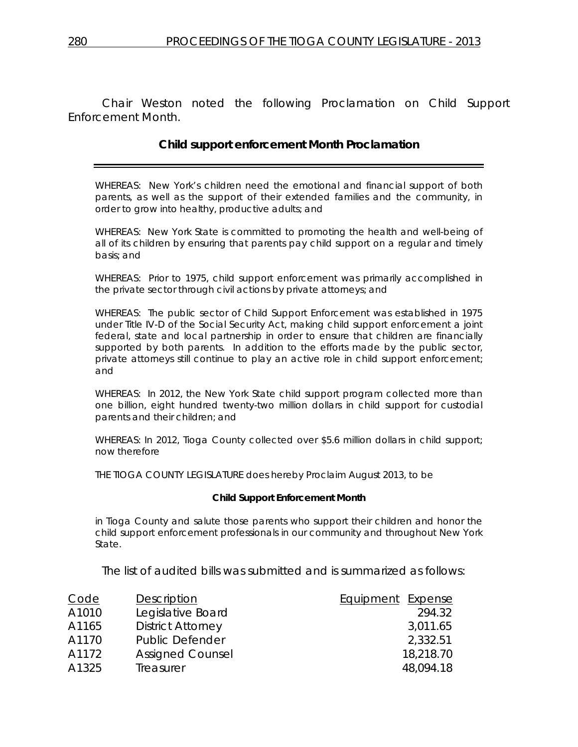Chair Weston noted the following Proclamation on Child Support Enforcement Month.

## Child support enforcement Month Proclamation

---

WHEREAS: New York's children need the emotional and financial support of both parents, as well as the support of their extended families and the community, in order to grow into healthy, productive adults; and

WHEREAS: New York State is committed to promoting the health and well-being of all of its children by ensuring that parents pay child support on a regular and timely basis; and

WHEREAS: Prior to 1975, child support enforcement was primarily accomplished in the private sector through civil actions by private attorneys; and

WHEREAS: The public sector of Child Support Enforcement was established in 1975 under Title IV-D of the Social Security Act, making child support enforcement a joint federal, state and local partnership in order to ensure that children are financially supported by both parents. In addition to the efforts made by the public sector, private attorneys still continue to play an active role in child support enforcement; and

WHEREAS: In 2012, the New York State child support program collected more than one billion, eight hundred twenty-two million dollars in child support for custodial parents and their children; and

WHEREAS: In 2012, Tioga County collected over $5.6 million dollars in child support; now therefore

THE TIOGA COUNTY LEGISLATURE does hereby Proclaim August 2013, to be

**Child Support Enforcement Month**

in Tioga County and salute those parents who support their children and honor the child support enforcement professionals in our community and throughout New York State.

The list of audited bills was submitted and is summarized as follows:

| Code | Description | Equipment | Expense |
|---|---|---|---|
| A1010 | Legislative Board | | 294.32 |
| A1165 | District Attorney | | 3,011.65 |
| A1170 | Public Defender | | 2,332.51 |
| A1172 | Assigned Counsel | | 18,218.70 |
| A1325 | Treasurer | | 48,094.18 |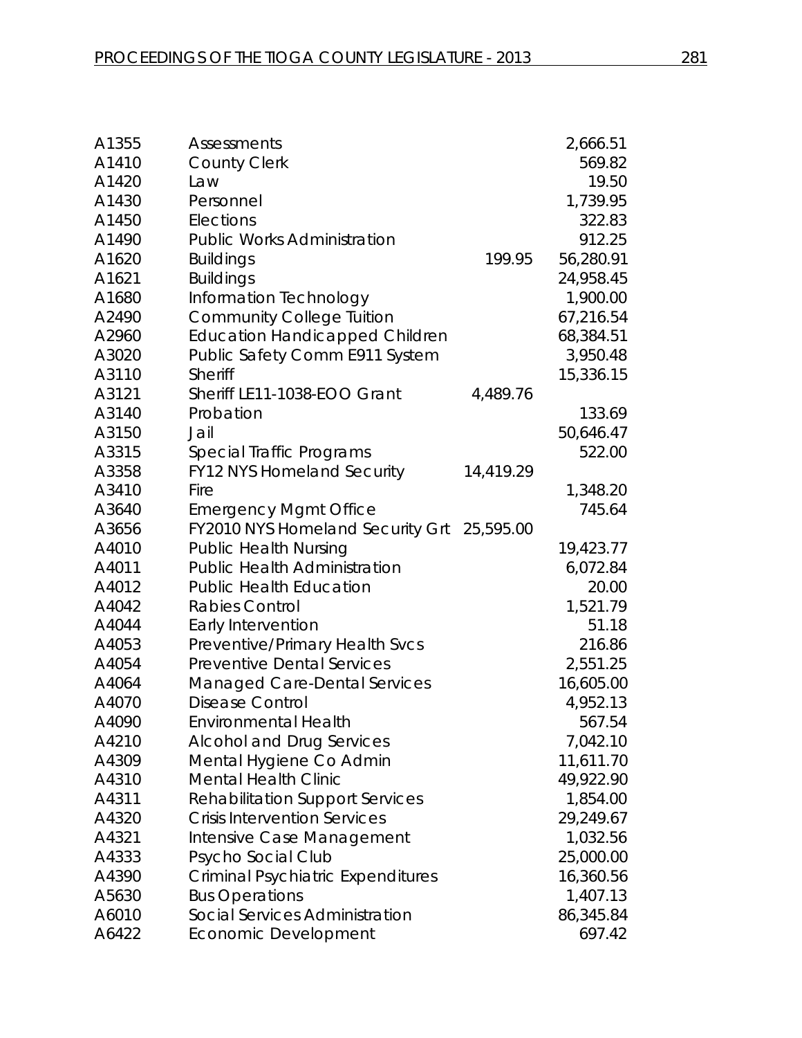| | | | |
|---|---|---|---|
| A1355 | Assessments | | 2,666.51 |
| A1410 | County Clerk | | 569.82 |
| A1420 | Law | | 19.50 |
| A1430 | Personnel | | 1,739.95 |
| A1450 | Elections | | 322.83 |
| A1490 | Public Works Administration | | 912.25 |
| A1620 | Buildings | 199.95 | 56,280.91 |
| A1621 | Buildings | | 24,958.45 |
| A1680 | Information Technology | | 1,900.00 |
| A2490 | Community College Tuition | | 67,216.54 |
| A2960 | Education Handicapped Children | | 68,384.51 |
| A3020 | Public Safety Comm E911 System | | 3,950.48 |
| A3110 | Sheriff | | 15,336.15 |
| A3121 | Sheriff LE11-1038-EOO Grant | 4,489.76 | |
| A3140 | Probation | | 133.69 |
| A3150 | Jail | | 50,646.47 |
| A3315 | Special Traffic Programs | | 522.00 |
| A3358 | FY12 NYS Homeland Security | 14,419.29 | |
| A3410 | Fire | | 1,348.20 |
| A3640 | Emergency Mgmt Office | | 745.64 |
| A3656 | FY2010 NYS Homeland Security Grt | 25,595.00 | |
| A4010 | Public Health Nursing | | 19,423.77 |
| A4011 | Public Health Administration | | 6,072.84 |
| A4012 | Public Health Education | | 20.00 |
| A4042 | Rabies Control | | 1,521.79 |
| A4044 | Early Intervention | | 51.18 |
| A4053 | Preventive/Primary Health Svcs | | 216.86 |
| A4054 | Preventive Dental Services | | 2,551.25 |
| A4064 | Managed Care-Dental Services | | 16,605.00 |
| A4070 | Disease Control | | 4,952.13 |
| A4090 | Environmental Health | | 567.54 |
| A4210 | Alcohol and Drug Services | | 7,042.10 |
| A4309 | Mental Hygiene Co Admin | | 11,611.70 |
| A4310 | Mental Health Clinic | | 49,922.90 |
| A4311 | Rehabilitation Support Services | | 1,854.00 |
| A4320 | Crisis Intervention Services | | 29,249.67 |
| A4321 | Intensive Case Management | | 1,032.56 |
| A4333 | Psycho Social Club | | 25,000.00 |
| A4390 | Criminal Psychiatric Expenditures | | 16,360.56 |
| A5630 | Bus Operations | | 1,407.13 |
| A6010 | Social Services Administration | | 86,345.84 |
| A6422 | Economic Development | | 697.42 |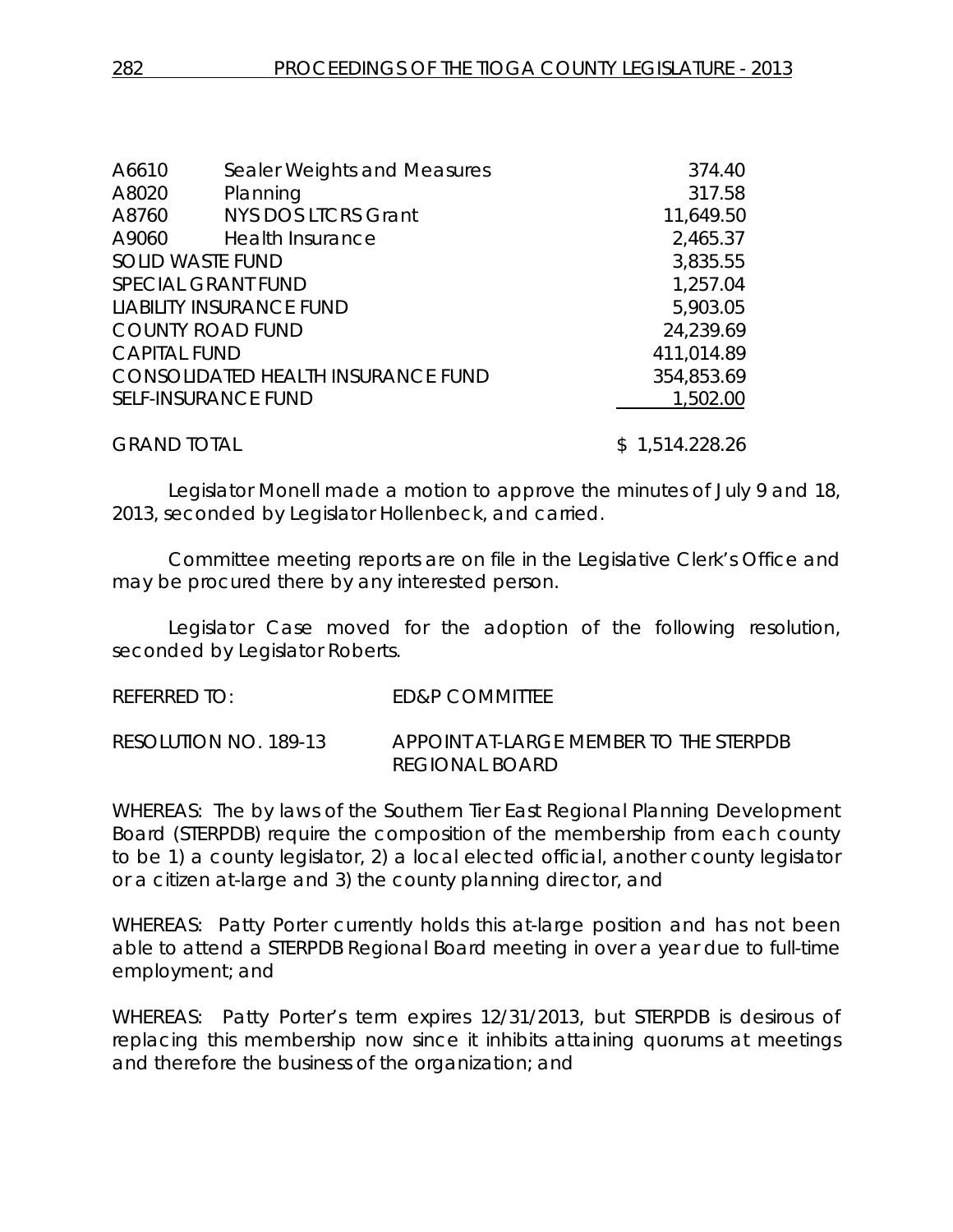| | | |
|---|---|---|
| A6610 | Sealer Weights and Measures | 374.40 |
| A8020 | Planning | 317.58 |
| A8760 | NYS DOS LTCRS Grant | 11,649.50 |
| A9060 | Health Insurance | 2,465.37 |
| SOLID WASTE FUND | | 3,835.55 |
| SPECIAL GRANT FUND | | 1,257.04 |
| LIABILITY INSURANCE FUND | | 5,903.05 |
| COUNTY ROAD FUND | | 24,239.69 |
| CAPITAL FUND | | 411,014.89 |
| CONSOLIDATED HEALTH INSURANCE FUND | | 354,853.69 |
| SELF-INSURANCE FUND | | 1,502.00 |
| GRAND TOTAL | | $ 1,514.228.26 |

Legislator Monell made a motion to approve the minutes of July 9 and 18, 2013, seconded by Legislator Hollenbeck, and carried.

Committee meeting reports are on file in the Legislative Clerk's Office and may be procured there by any interested person.

Legislator Case moved for the adoption of the following resolution, seconded by Legislator Roberts.

REFERRED TO: ED&P COMMITTEE

RESOLUTION NO. 189-13 APPOINT AT-LARGE MEMBER TO THE STERPDB REGIONAL BOARD

WHEREAS: The by laws of the Southern Tier East Regional Planning Development Board (STERPDB) require the composition of the membership from each county to be 1) a county legislator, 2) a local elected official, another county legislator or a citizen at-large and 3) the county planning director, and

WHEREAS: Patty Porter currently holds this at-large position and has not been able to attend a STERPDB Regional Board meeting in over a year due to full-time employment; and

WHEREAS: Patty Porter's term expires 12/31/2013, but STERPDB is desirous of replacing this membership now since it inhibits attaining quorums at meetings and therefore the business of the organization; and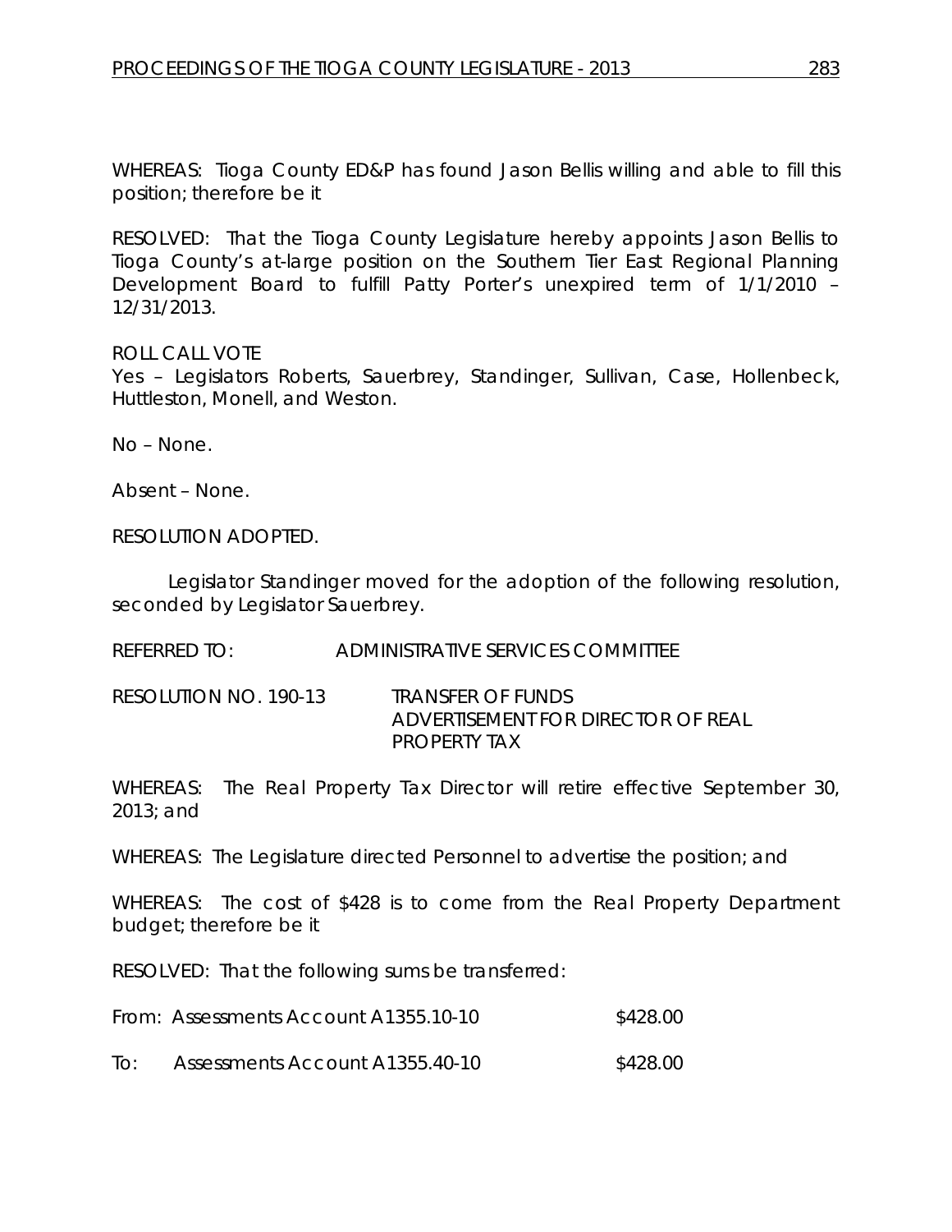WHEREAS: Tioga County ED&P has found Jason Bellis willing and able to fill this position; therefore be it

RESOLVED: That the Tioga County Legislature hereby appoints Jason Bellis to Tioga County's at-large position on the Southern Tier East Regional Planning Development Board to fulfill Patty Porter's unexpired term of 1/1/2010 – 12/31/2013.

ROLL CALL VOTE
Yes – Legislators Roberts, Sauerbrey, Standinger, Sullivan, Case, Hollenbeck, Huttleston, Monell, and Weston.

No – None.

Absent – None.

RESOLUTION ADOPTED.

Legislator Standinger moved for the adoption of the following resolution, seconded by Legislator Sauerbrey.

REFERRED TO: ADMINISTRATIVE SERVICES COMMITTEE

RESOLUTION NO. 190-13 TRANSFER OF FUNDS ADVERTISEMENT FOR DIRECTOR OF REAL PROPERTY TAX

WHEREAS: The Real Property Tax Director will retire effective September 30, 2013; and

WHEREAS: The Legislature directed Personnel to advertise the position; and

WHEREAS: The cost of $428 is to come from the Real Property Department budget; therefore be it

RESOLVED: That the following sums be transferred:

From: Assessments Account A1355.10-10 $428.00

To: Assessments Account A1355.40-10 $428.00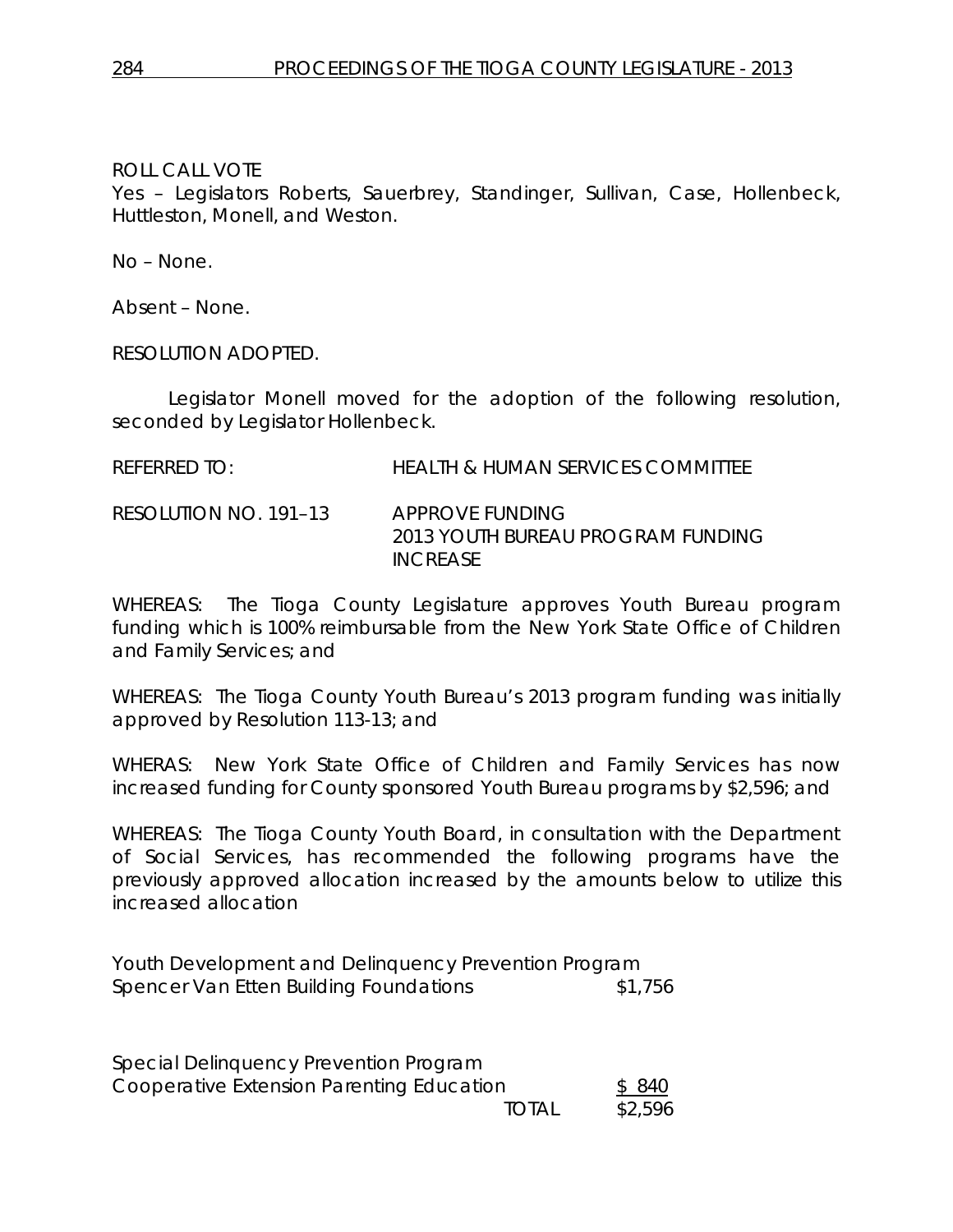ROLL CALL VOTE
Yes – Legislators Roberts, Sauerbrey, Standinger, Sullivan, Case, Hollenbeck, Huttleston, Monell, and Weston.

No – None.

Absent – None.

RESOLUTION ADOPTED.

Legislator Monell moved for the adoption of the following resolution, seconded by Legislator Hollenbeck.

REFERRED TO: HEALTH & HUMAN SERVICES COMMITTEE

RESOLUTION NO. 191–13 APPROVE FUNDING
2013 YOUTH BUREAU PROGRAM FUNDING INCREASE

WHEREAS: The Tioga County Legislature approves Youth Bureau program funding which is 100% reimbursable from the New York State Office of Children and Family Services; and

WHEREAS: The Tioga County Youth Bureau's 2013 program funding was initially approved by Resolution 113-13; and

WHERAS: New York State Office of Children and Family Services has now increased funding for County sponsored Youth Bureau programs by $2,596; and

WHEREAS: The Tioga County Youth Board, in consultation with the Department of Social Services, has recommended the following programs have the previously approved allocation increased by the amounts below to utilize this increased allocation

Youth Development and Delinquency Prevention Program
Spencer Van Etten Building Foundations $1,756

Special Delinquency Prevention Program
Cooperative Extension Parenting Education $ 840
TOTAL $2,596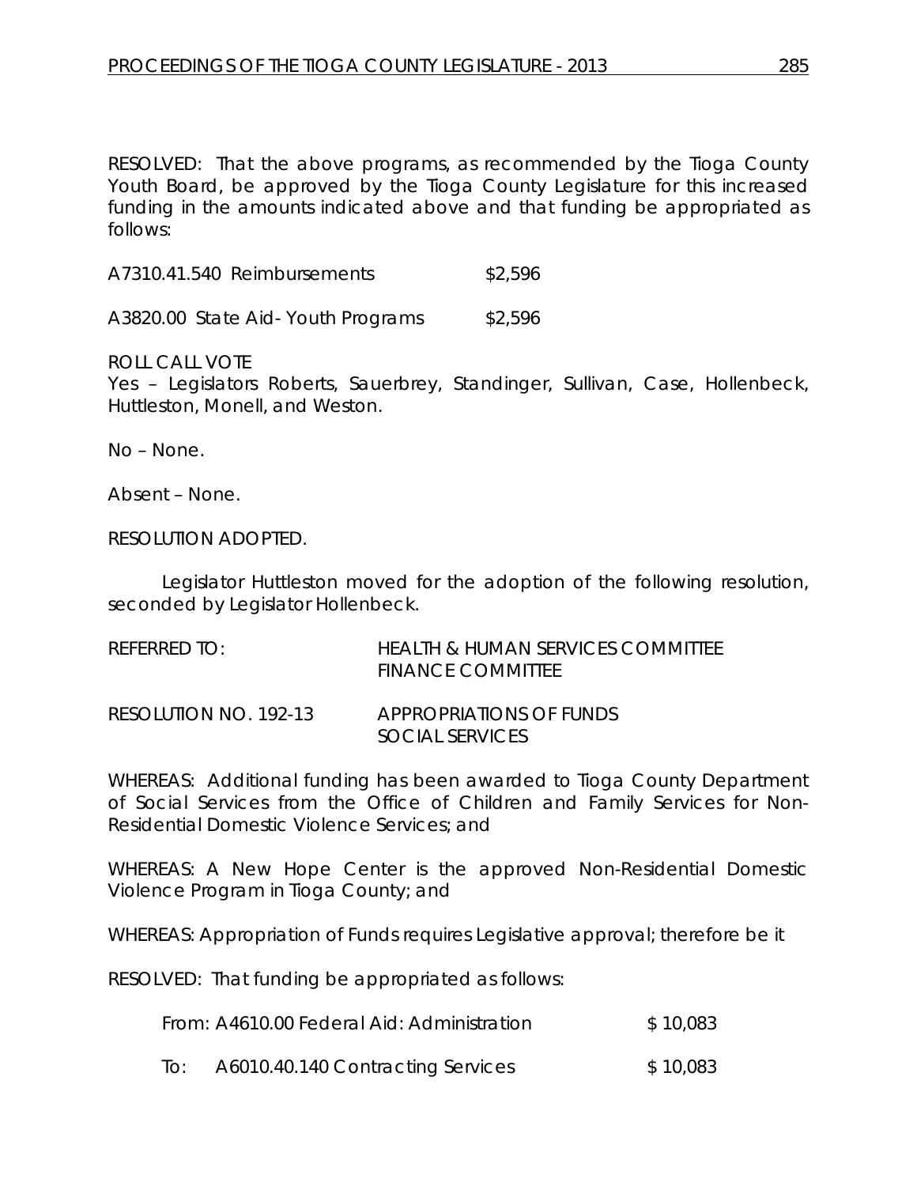RESOLVED: That the above programs, as recommended by the Tioga County Youth Board, be approved by the Tioga County Legislature for this increased funding in the amounts indicated above and that funding be appropriated as follows:

A7310.41.540 Reimbursements $2,596

A3820.00 State Aid- Youth Programs $2,596

ROLL CALL VOTE
Yes – Legislators Roberts, Sauerbrey, Standinger, Sullivan, Case, Hollenbeck, Huttleston, Monell, and Weston.

No – None.

Absent – None.

RESOLUTION ADOPTED.

Legislator Huttleston moved for the adoption of the following resolution, seconded by Legislator Hollenbeck.

REFERRED TO: HEALTH & HUMAN SERVICES COMMITTEE
FINANCE COMMITTEE

RESOLUTION NO. 192-13 APPROPRIATIONS OF FUNDS
SOCIAL SERVICES

WHEREAS: Additional funding has been awarded to Tioga County Department of Social Services from the Office of Children and Family Services for Non-Residential Domestic Violence Services; and

WHEREAS: A New Hope Center is the approved Non-Residential Domestic Violence Program in Tioga County; and

WHEREAS: Appropriation of Funds requires Legislative approval; therefore be it

RESOLVED: That funding be appropriated as follows:

From: A4610.00 Federal Aid: Administration $ 10,083

To: A6010.40.140 Contracting Services $ 10,083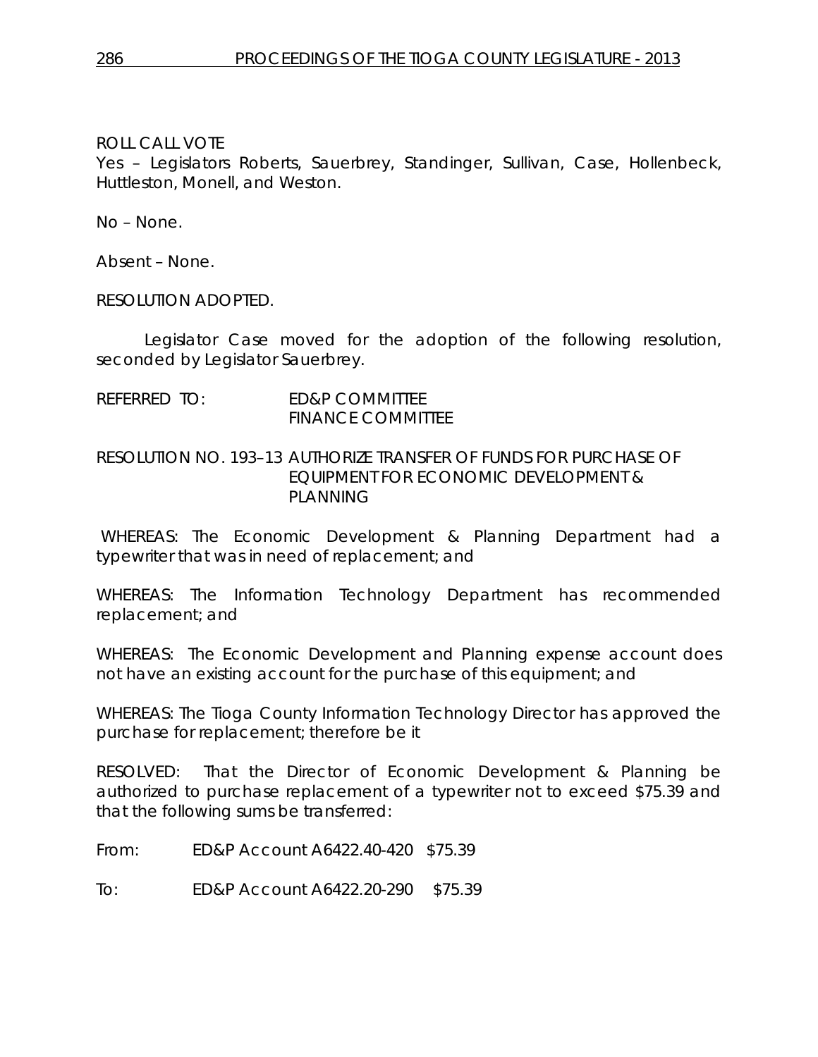ROLL CALL VOTE
Yes – Legislators Roberts, Sauerbrey, Standinger, Sullivan, Case, Hollenbeck, Huttleston, Monell, and Weston.

No – None.

Absent – None.

RESOLUTION ADOPTED.

Legislator Case moved for the adoption of the following resolution, seconded by Legislator Sauerbrey.

REFERRED TO: ED&P COMMITTEE
FINANCE COMMITTEE

RESOLUTION NO. 193–13 AUTHORIZE TRANSFER OF FUNDS FOR PURCHASE OF EQUIPMENT FOR ECONOMIC DEVELOPMENT & PLANNING

WHEREAS: The Economic Development & Planning Department had a typewriter that was in need of replacement; and

WHEREAS: The Information Technology Department has recommended replacement; and

WHEREAS: The Economic Development and Planning expense account does not have an existing account for the purchase of this equipment; and

WHEREAS: The Tioga County Information Technology Director has approved the purchase for replacement; therefore be it

RESOLVED: That the Director of Economic Development & Planning be authorized to purchase replacement of a typewriter not to exceed $75.39 and that the following sums be transferred:

From: ED&P Account A6422.40-420 $75.39

To: ED&P Account A6422.20-290 $75.39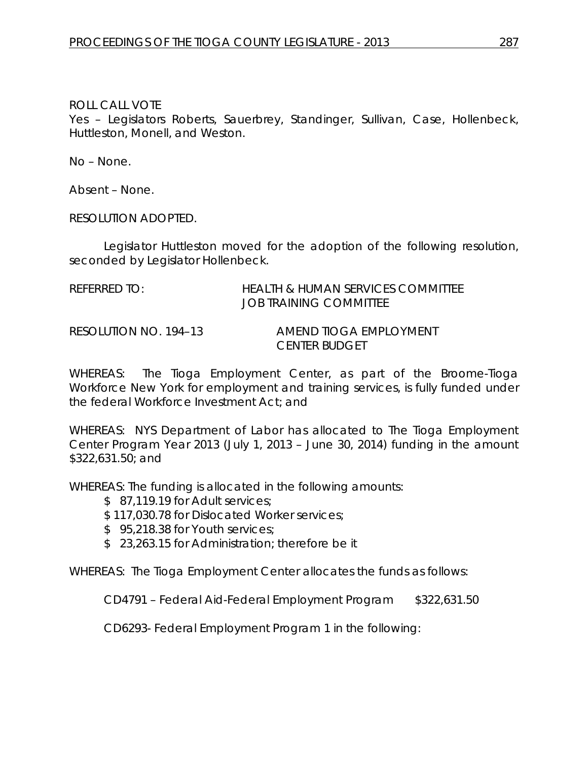ROLL CALL VOTE
Yes – Legislators Roberts, Sauerbrey, Standinger, Sullivan, Case, Hollenbeck, Huttleston, Monell, and Weston.

No – None.

Absent – None.

RESOLUTION ADOPTED.

Legislator Huttleston moved for the adoption of the following resolution, seconded by Legislator Hollenbeck.

REFERRED TO: HEALTH & HUMAN SERVICES COMMITTEE
JOB TRAINING COMMITTEE

RESOLUTION NO. 194–13 AMEND TIOGA EMPLOYMENT CENTER BUDGET

WHEREAS: The Tioga Employment Center, as part of the Broome-Tioga Workforce New York for employment and training services, is fully funded under the federal Workforce Investment Act; and

WHEREAS: NYS Department of Labor has allocated to The Tioga Employment Center Program Year 2013 (July 1, 2013 – June 30, 2014) funding in the amount $322,631.50; and

WHEREAS: The funding is allocated in the following amounts:

- $ 87,119.19 for Adult services;
- $ 117,030.78 for Dislocated Worker services;
- $ 95,218.38 for Youth services;
- $ 23,263.15 for Administration; therefore be it

WHEREAS: The Tioga Employment Center allocates the funds as follows:

CD4791 – Federal Aid-Federal Employment Program $322,631.50

CD6293- Federal Employment Program 1 in the following: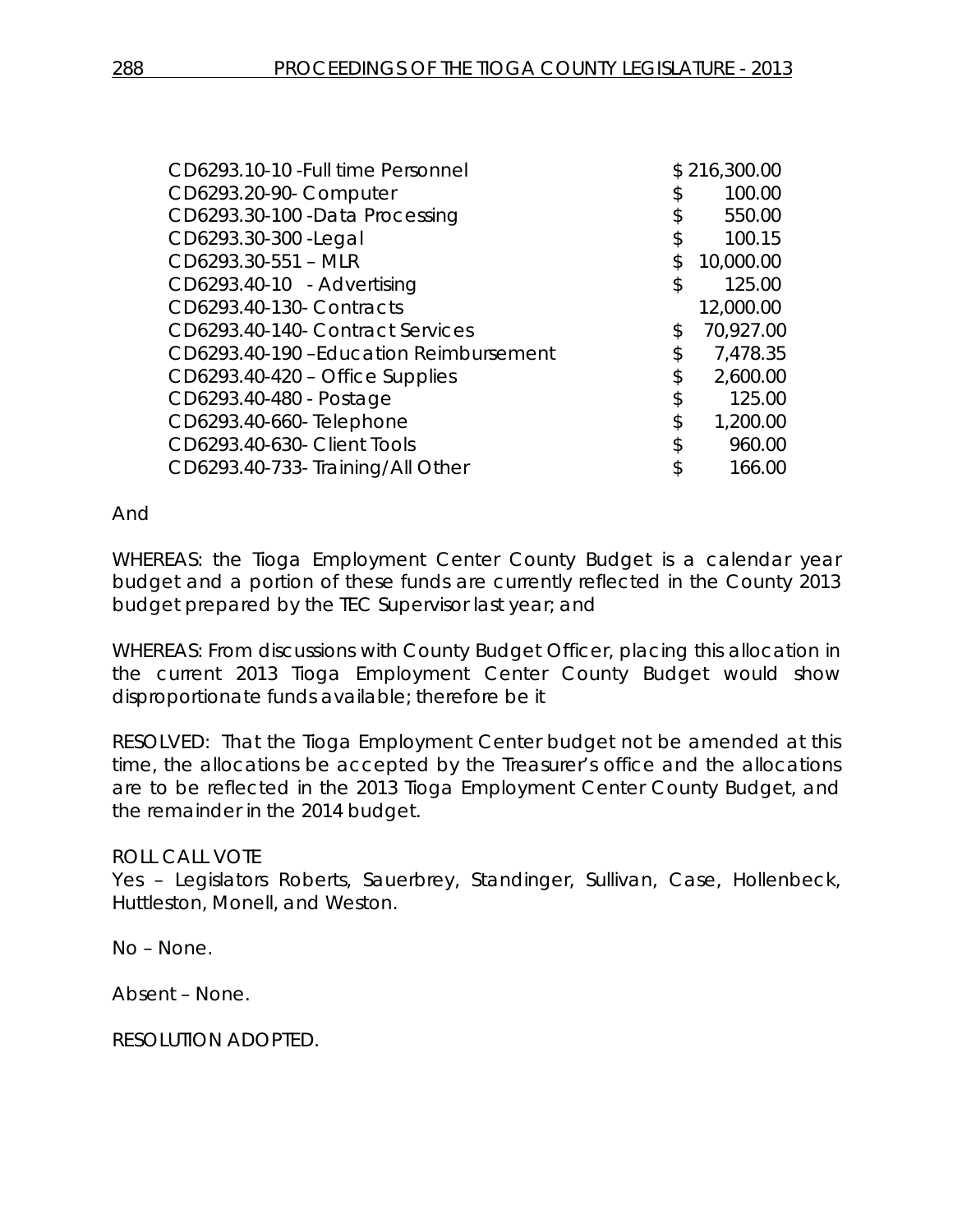| | |
|---|---|
| CD6293.10-10 -Full time Personnel | $ 216,300.00 |
| CD6293.20-90- Computer | $ 100.00 |
| CD6293.30-100 -Data Processing | $ 550.00 |
| CD6293.30-300 -Legal | $ 100.15 |
| CD6293.30-551 – MLR | $ 10,000.00 |
| CD6293.40-10 - Advertising | $ 125.00 |
| CD6293.40-130- Contracts | 12,000.00 |
| CD6293.40-140- Contract Services | $ 70,927.00 |
| CD6293.40-190 –Education Reimbursement | $ 7,478.35 |
| CD6293.40-420 – Office Supplies | $ 2,600.00 |
| CD6293.40-480 - Postage | $ 125.00 |
| CD6293.40-660- Telephone | $ 1,200.00 |
| CD6293.40-630- Client Tools | $ 960.00 |
| CD6293.40-733- Training/All Other | $ 166.00 |

And

WHEREAS: the Tioga Employment Center County Budget is a calendar year budget and a portion of these funds are currently reflected in the County 2013 budget prepared by the TEC Supervisor last year; and

WHEREAS: From discussions with County Budget Officer, placing this allocation in the current 2013 Tioga Employment Center County Budget would show disproportionate funds available; therefore be it

RESOLVED: That the Tioga Employment Center budget not be amended at this time, the allocations be accepted by the Treasurer's office and the allocations are to be reflected in the 2013 Tioga Employment Center County Budget, and the remainder in the 2014 budget.

ROLL CALL VOTE
Yes – Legislators Roberts, Sauerbrey, Standinger, Sullivan, Case, Hollenbeck, Huttleston, Monell, and Weston.

No – None.

Absent – None.

RESOLUTION ADOPTED.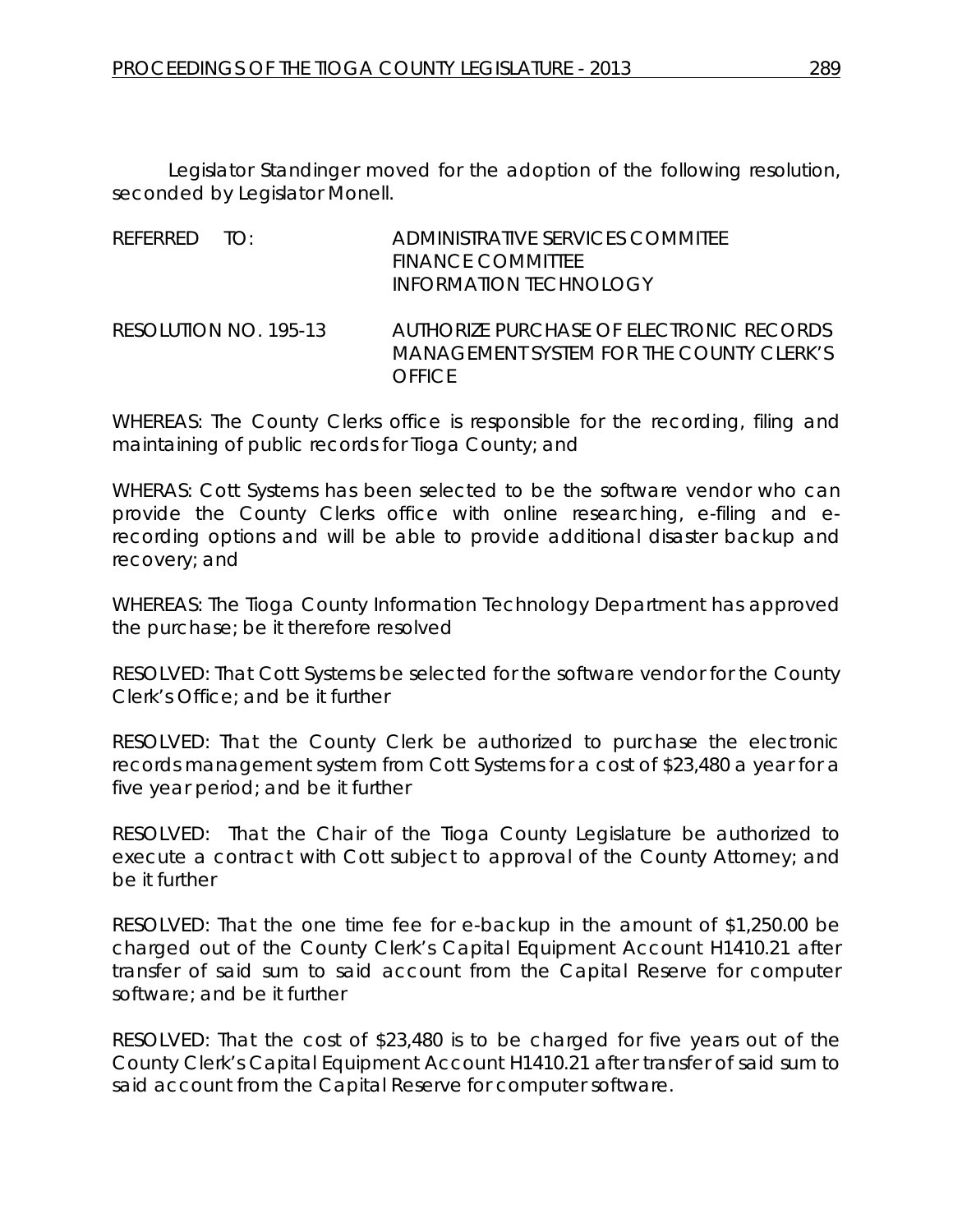Legislator Standinger moved for the adoption of the following resolution, seconded by Legislator Monell.

REFERRED TO: ADMINISTRATIVE SERVICES COMMITEE
FINANCE COMMITTEE
INFORMATION TECHNOLOGY

RESOLUTION NO. 195-13 AUTHORIZE PURCHASE OF ELECTRONIC RECORDS MANAGEMENT SYSTEM FOR THE COUNTY CLERK'S OFFICE

WHEREAS: The County Clerks office is responsible for the recording, filing and maintaining of public records for Tioga County; and

WHERAS: Cott Systems has been selected to be the software vendor who can provide the County Clerks office with online researching, e-filing and e-recording options and will be able to provide additional disaster backup and recovery; and

WHEREAS: The Tioga County Information Technology Department has approved the purchase; be it therefore resolved

RESOLVED: That Cott Systems be selected for the software vendor for the County Clerk's Office; and be it further

RESOLVED: That the County Clerk be authorized to purchase the electronic records management system from Cott Systems for a cost of $23,480 a year for a five year period; and be it further

RESOLVED: That the Chair of the Tioga County Legislature be authorized to execute a contract with Cott subject to approval of the County Attorney; and be it further

RESOLVED: That the one time fee for e-backup in the amount of $1,250.00 be charged out of the County Clerk's Capital Equipment Account H1410.21 after transfer of said sum to said account from the Capital Reserve for computer software; and be it further

RESOLVED: That the cost of $23,480 is to be charged for five years out of the County Clerk's Capital Equipment Account H1410.21 after transfer of said sum to said account from the Capital Reserve for computer software.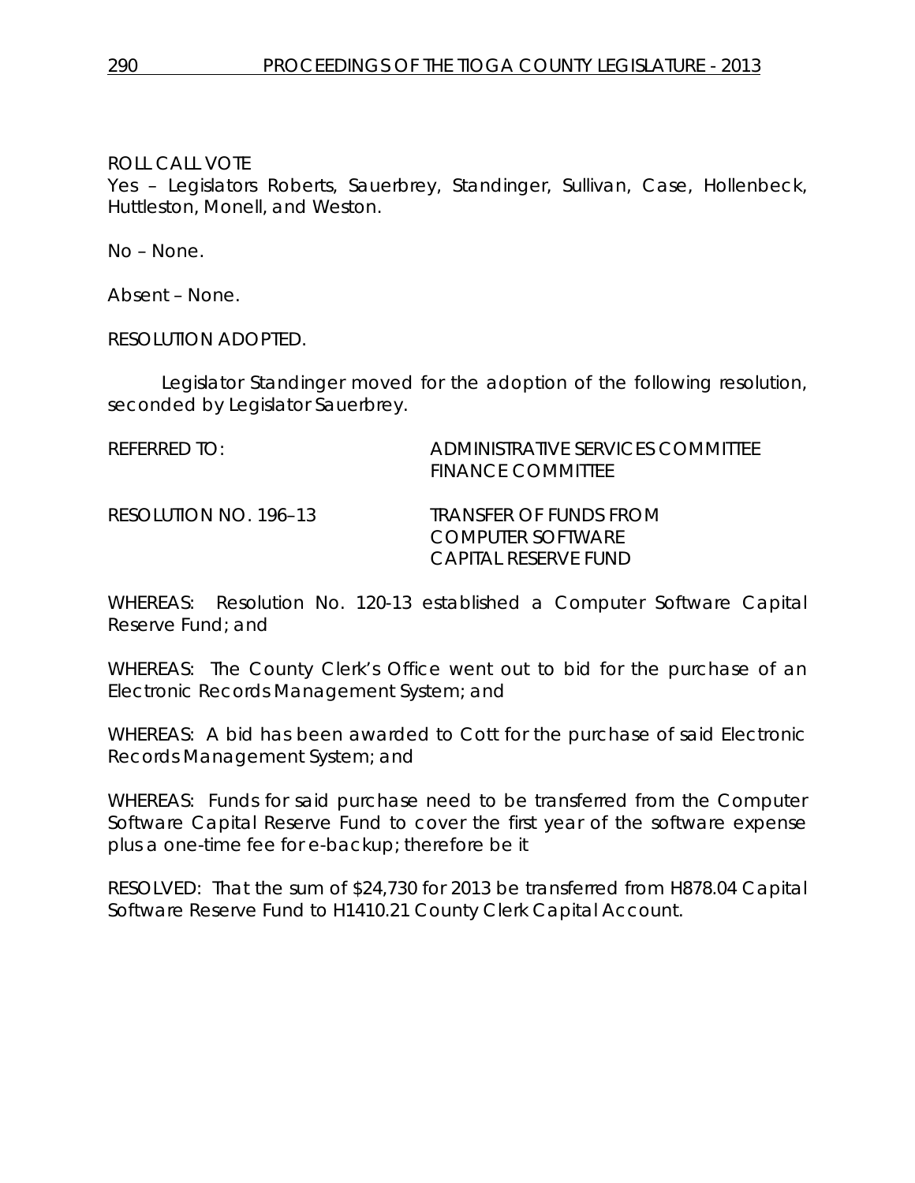ROLL CALL VOTE
Yes – Legislators Roberts, Sauerbrey, Standinger, Sullivan, Case, Hollenbeck, Huttleston, Monell, and Weston.

No – None.

Absent – None.

RESOLUTION ADOPTED.

Legislator Standinger moved for the adoption of the following resolution, seconded by Legislator Sauerbrey.

REFERRED TO: ADMINISTRATIVE SERVICES COMMITTEE
FINANCE COMMITTEE

RESOLUTION NO. 196–13 TRANSFER OF FUNDS FROM
COMPUTER SOFTWARE
CAPITAL RESERVE FUND

WHEREAS: Resolution No. 120-13 established a Computer Software Capital Reserve Fund; and

WHEREAS: The County Clerk's Office went out to bid for the purchase of an Electronic Records Management System; and

WHEREAS: A bid has been awarded to Cott for the purchase of said Electronic Records Management System; and

WHEREAS: Funds for said purchase need to be transferred from the Computer Software Capital Reserve Fund to cover the first year of the software expense plus a one-time fee for e-backup; therefore be it

RESOLVED: That the sum of $24,730 for 2013 be transferred from H878.04 Capital Software Reserve Fund to H1410.21 County Clerk Capital Account.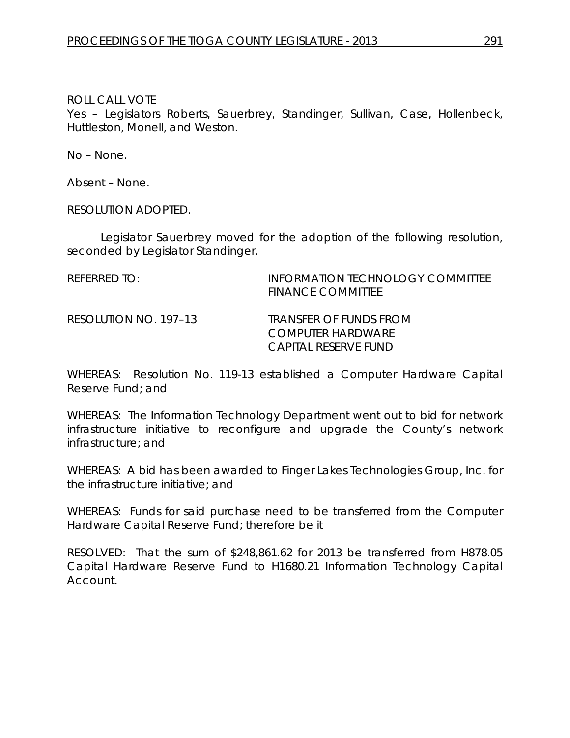ROLL CALL VOTE
Yes – Legislators Roberts, Sauerbrey, Standinger, Sullivan, Case, Hollenbeck, Huttleston, Monell, and Weston.

No – None.

Absent – None.

RESOLUTION ADOPTED.

Legislator Sauerbrey moved for the adoption of the following resolution, seconded by Legislator Standinger.

REFERRED TO: INFORMATION TECHNOLOGY COMMITTEE
FINANCE COMMITTEE

RESOLUTION NO. 197–13 TRANSFER OF FUNDS FROM COMPUTER HARDWARE CAPITAL RESERVE FUND

WHEREAS: Resolution No. 119-13 established a Computer Hardware Capital Reserve Fund; and

WHEREAS: The Information Technology Department went out to bid for network infrastructure initiative to reconfigure and upgrade the County's network infrastructure; and

WHEREAS: A bid has been awarded to Finger Lakes Technologies Group, Inc. for the infrastructure initiative; and

WHEREAS: Funds for said purchase need to be transferred from the Computer Hardware Capital Reserve Fund; therefore be it

RESOLVED: That the sum of $248,861.62 for 2013 be transferred from H878.05 Capital Hardware Reserve Fund to H1680.21 Information Technology Capital Account.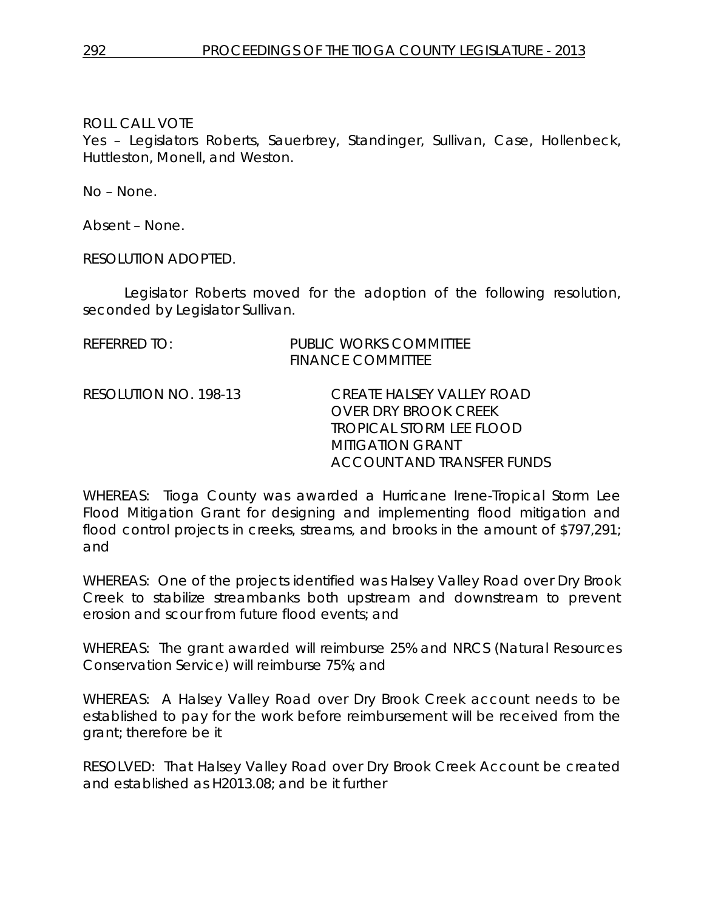ROLL CALL VOTE
Yes – Legislators Roberts, Sauerbrey, Standinger, Sullivan, Case, Hollenbeck, Huttleston, Monell, and Weston.

No – None.

Absent – None.

RESOLUTION ADOPTED.

Legislator Roberts moved for the adoption of the following resolution, seconded by Legislator Sullivan.

REFERRED TO: PUBLIC WORKS COMMITTEE
FINANCE COMMITTEE

RESOLUTION NO. 198-13 CREATE HALSEY VALLEY ROAD OVER DRY BROOK CREEK TROPICAL STORM LEE FLOOD MITIGATION GRANT ACCOUNT AND TRANSFER FUNDS

WHEREAS: Tioga County was awarded a Hurricane Irene-Tropical Storm Lee Flood Mitigation Grant for designing and implementing flood mitigation and flood control projects in creeks, streams, and brooks in the amount of $797,291; and

WHEREAS: One of the projects identified was Halsey Valley Road over Dry Brook Creek to stabilize streambanks both upstream and downstream to prevent erosion and scour from future flood events; and

WHEREAS: The grant awarded will reimburse 25% and NRCS (Natural Resources Conservation Service) will reimburse 75%; and

WHEREAS: A Halsey Valley Road over Dry Brook Creek account needs to be established to pay for the work before reimbursement will be received from the grant; therefore be it

RESOLVED: That Halsey Valley Road over Dry Brook Creek Account be created and established as H2013.08; and be it further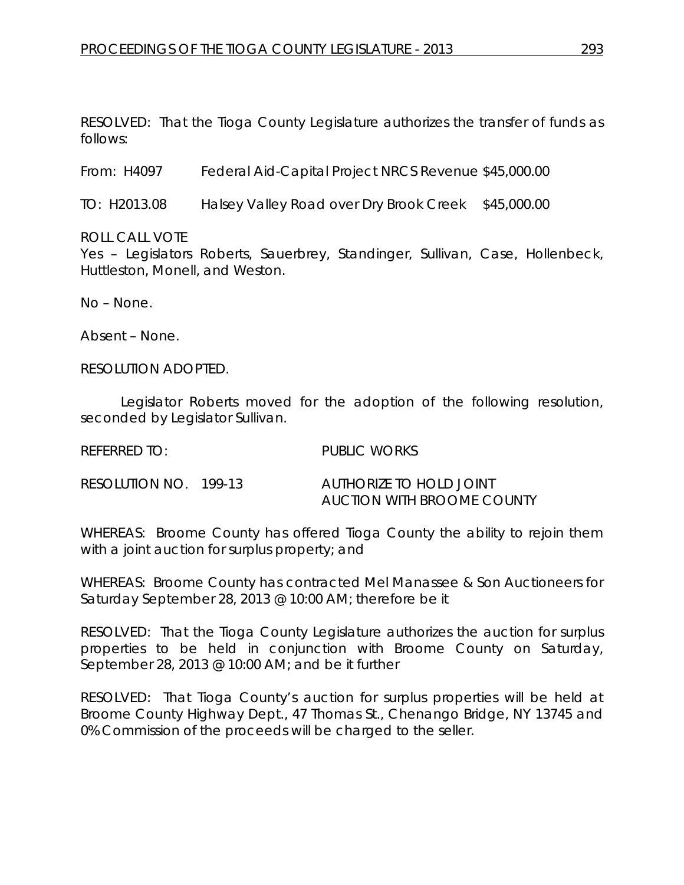RESOLVED: That the Tioga County Legislature authorizes the transfer of funds as follows:

From: H4097 Federal Aid-Capital Project NRCS Revenue $45,000.00

TO: H2013.08 Halsey Valley Road over Dry Brook Creek $45,000.00

ROLL CALL VOTE
Yes – Legislators Roberts, Sauerbrey, Standinger, Sullivan, Case, Hollenbeck, Huttleston, Monell, and Weston.

No – None.

Absent – None.

RESOLUTION ADOPTED.

Legislator Roberts moved for the adoption of the following resolution, seconded by Legislator Sullivan.

REFERRED TO: PUBLIC WORKS

RESOLUTION NO. 199-13 AUTHORIZE TO HOLD JOINT AUCTION WITH BROOME COUNTY

WHEREAS: Broome County has offered Tioga County the ability to rejoin them with a joint auction for surplus property; and

WHEREAS: Broome County has contracted Mel Manassee & Son Auctioneers for Saturday September 28, 2013 @ 10:00 AM; therefore be it

RESOLVED: That the Tioga County Legislature authorizes the auction for surplus properties to be held in conjunction with Broome County on Saturday, September 28, 2013 @ 10:00 AM; and be it further

RESOLVED: That Tioga County's auction for surplus properties will be held at Broome County Highway Dept., 47 Thomas St., Chenango Bridge, NY 13745 and 0% Commission of the proceeds will be charged to the seller.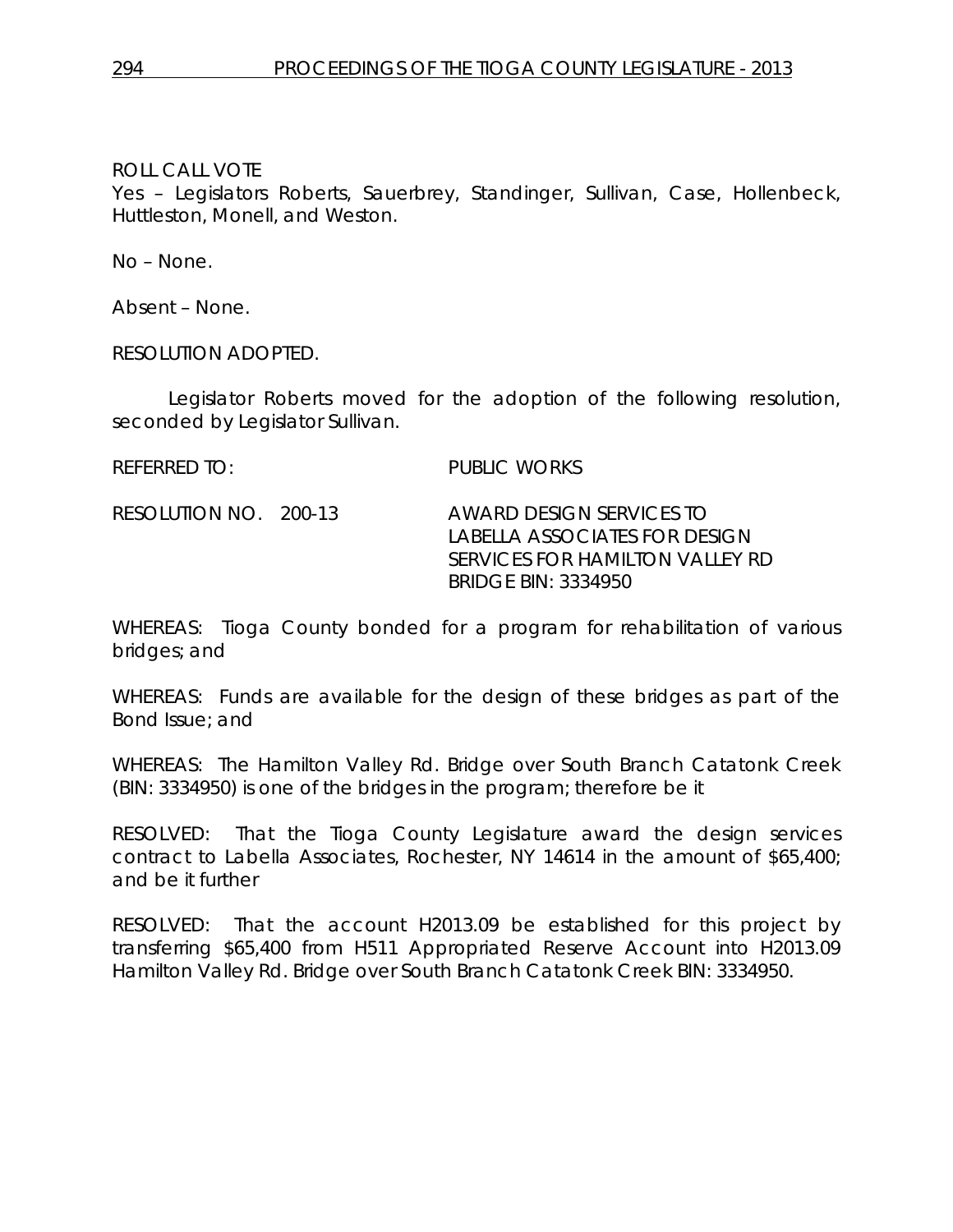ROLL CALL VOTE
Yes – Legislators Roberts, Sauerbrey, Standinger, Sullivan, Case, Hollenbeck, Huttleston, Monell, and Weston.

No – None.

Absent – None.

RESOLUTION ADOPTED.

Legislator Roberts moved for the adoption of the following resolution, seconded by Legislator Sullivan.

REFERRED TO: PUBLIC WORKS

RESOLUTION NO. 200-13 AWARD DESIGN SERVICES TO LABELLA ASSOCIATES FOR DESIGN SERVICES FOR HAMILTON VALLEY RD BRIDGE BIN: 3334950

WHEREAS: Tioga County bonded for a program for rehabilitation of various bridges; and

WHEREAS: Funds are available for the design of these bridges as part of the Bond Issue; and

WHEREAS: The Hamilton Valley Rd. Bridge over South Branch Catatonk Creek (BIN: 3334950) is one of the bridges in the program; therefore be it

RESOLVED: That the Tioga County Legislature award the design services contract to Labella Associates, Rochester, NY 14614 in the amount of $65,400; and be it further

RESOLVED: That the account H2013.09 be established for this project by transferring $65,400 from H511 Appropriated Reserve Account into H2013.09 Hamilton Valley Rd. Bridge over South Branch Catatonk Creek BIN: 3334950.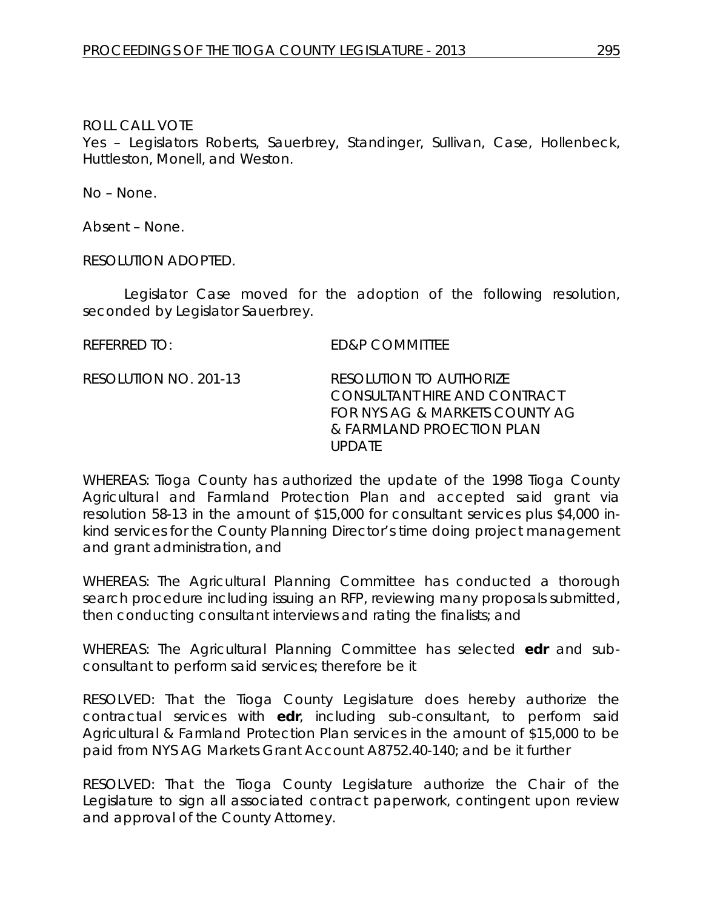ROLL CALL VOTE
Yes – Legislators Roberts, Sauerbrey, Standinger, Sullivan, Case, Hollenbeck, Huttleston, Monell, and Weston.

No – None.

Absent – None.

RESOLUTION ADOPTED.

Legislator Case moved for the adoption of the following resolution, seconded by Legislator Sauerbrey.

REFERRED TO: ED&P COMMITTEE

RESOLUTION NO. 201-13 RESOLUTION TO AUTHORIZE CONSULTANT HIRE AND CONTRACT FOR NYS AG & MARKETS COUNTY AG & FARMLAND PROECTION PLAN UPDATE

WHEREAS: Tioga County has authorized the update of the 1998 Tioga County Agricultural and Farmland Protection Plan and accepted said grant via resolution 58-13 in the amount of $15,000 for consultant services plus $4,000 in-kind services for the County Planning Director's time doing project management and grant administration, and

WHEREAS: The Agricultural Planning Committee has conducted a thorough search procedure including issuing an RFP, reviewing many proposals submitted, then conducting consultant interviews and rating the finalists; and

WHEREAS: The Agricultural Planning Committee has selected **edr** and sub-consultant to perform said services; therefore be it

RESOLVED: That the Tioga County Legislature does hereby authorize the contractual services with **edr**, including sub-consultant, to perform said Agricultural & Farmland Protection Plan services in the amount of $15,000 to be paid from NYS AG Markets Grant Account A8752.40-140; and be it further

RESOLVED: That the Tioga County Legislature authorize the Chair of the Legislature to sign all associated contract paperwork, contingent upon review and approval of the County Attorney.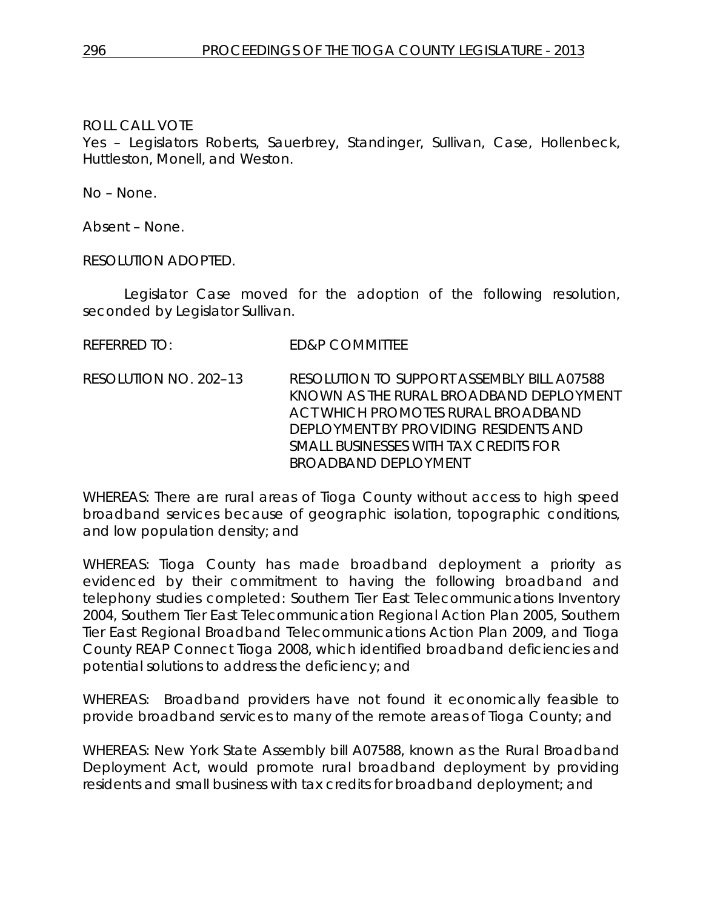ROLL CALL VOTE
Yes – Legislators Roberts, Sauerbrey, Standinger, Sullivan, Case, Hollenbeck, Huttleston, Monell, and Weston.

No – None.

Absent – None.

RESOLUTION ADOPTED.

Legislator Case moved for the adoption of the following resolution, seconded by Legislator Sullivan.

REFERRED TO: ED&P COMMITTEE

RESOLUTION NO. 202–13 RESOLUTION TO SUPPORT ASSEMBLY BILL A07588 KNOWN AS THE RURAL BROADBAND DEPLOYMENT ACT WHICH PROMOTES RURAL BROADBAND DEPLOYMENT BY PROVIDING RESIDENTS AND SMALL BUSINESSES WITH TAX CREDITS FOR BROADBAND DEPLOYMENT

WHEREAS: There are rural areas of Tioga County without access to high speed broadband services because of geographic isolation, topographic conditions, and low population density; and

WHEREAS: Tioga County has made broadband deployment a priority as evidenced by their commitment to having the following broadband and telephony studies completed: Southern Tier East Telecommunications Inventory 2004, Southern Tier East Telecommunication Regional Action Plan 2005, Southern Tier East Regional Broadband Telecommunications Action Plan 2009, and Tioga County REAP Connect Tioga 2008, which identified broadband deficiencies and potential solutions to address the deficiency; and

WHEREAS: Broadband providers have not found it economically feasible to provide broadband services to many of the remote areas of Tioga County; and

WHEREAS: New York State Assembly bill A07588, known as the Rural Broadband Deployment Act, would promote rural broadband deployment by providing residents and small business with tax credits for broadband deployment; and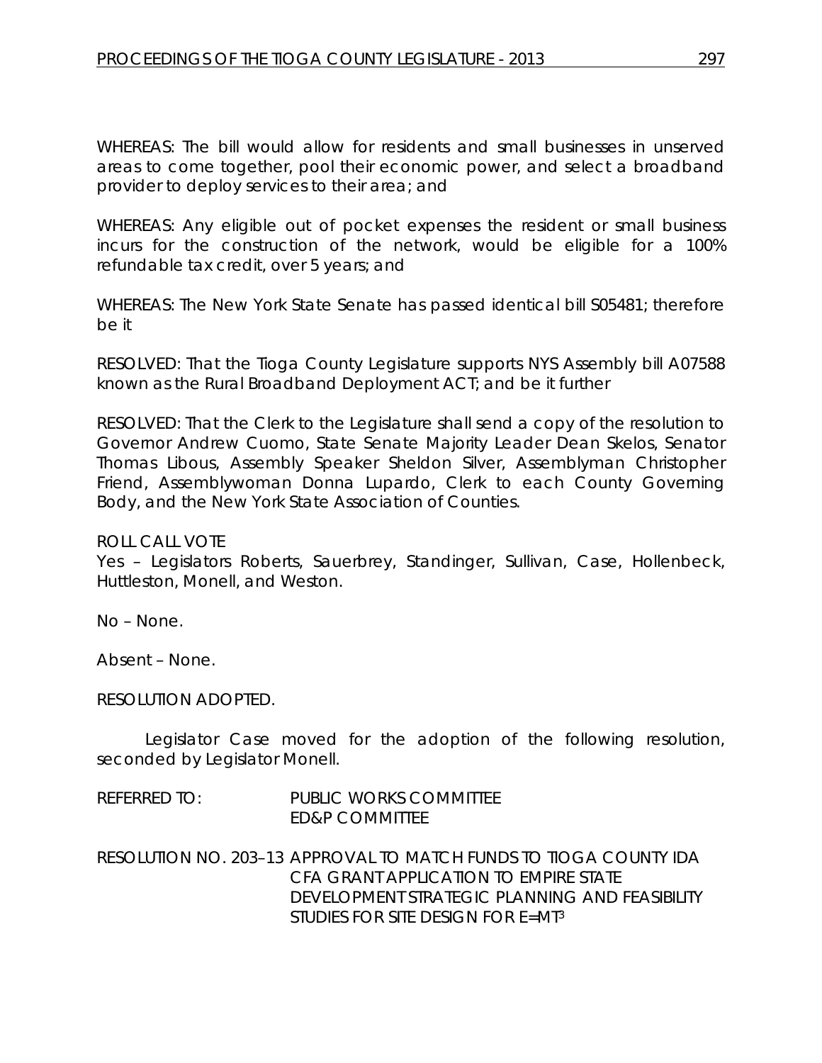WHEREAS: The bill would allow for residents and small businesses in unserved areas to come together, pool their economic power, and select a broadband provider to deploy services to their area; and

WHEREAS: Any eligible out of pocket expenses the resident or small business incurs for the construction of the network, would be eligible for a 100% refundable tax credit, over 5 years; and

WHEREAS: The New York State Senate has passed identical bill S05481; therefore be it

RESOLVED: That the Tioga County Legislature supports NYS Assembly bill A07588 known as the Rural Broadband Deployment ACT; and be it further

RESOLVED: That the Clerk to the Legislature shall send a copy of the resolution to Governor Andrew Cuomo, State Senate Majority Leader Dean Skelos, Senator Thomas Libous, Assembly Speaker Sheldon Silver, Assemblyman Christopher Friend, Assemblywoman Donna Lupardo, Clerk to each County Governing Body, and the New York State Association of Counties.

ROLL CALL VOTE

Yes – Legislators Roberts, Sauerbrey, Standinger, Sullivan, Case, Hollenbeck, Huttleston, Monell, and Weston.

No – None.

Absent – None.

RESOLUTION ADOPTED.

Legislator Case moved for the adoption of the following resolution, seconded by Legislator Monell.

REFERRED TO: PUBLIC WORKS COMMITTEE
ED&P COMMITTEE

RESOLUTION NO. 203–13 APPROVAL TO MATCH FUNDS TO TIOGA COUNTY IDA CFA GRANT APPLICATION TO EMPIRE STATE DEVELOPMENT STRATEGIC PLANNING AND FEASIBILITY STUDIES FOR SITE DESIGN FOR E=MT³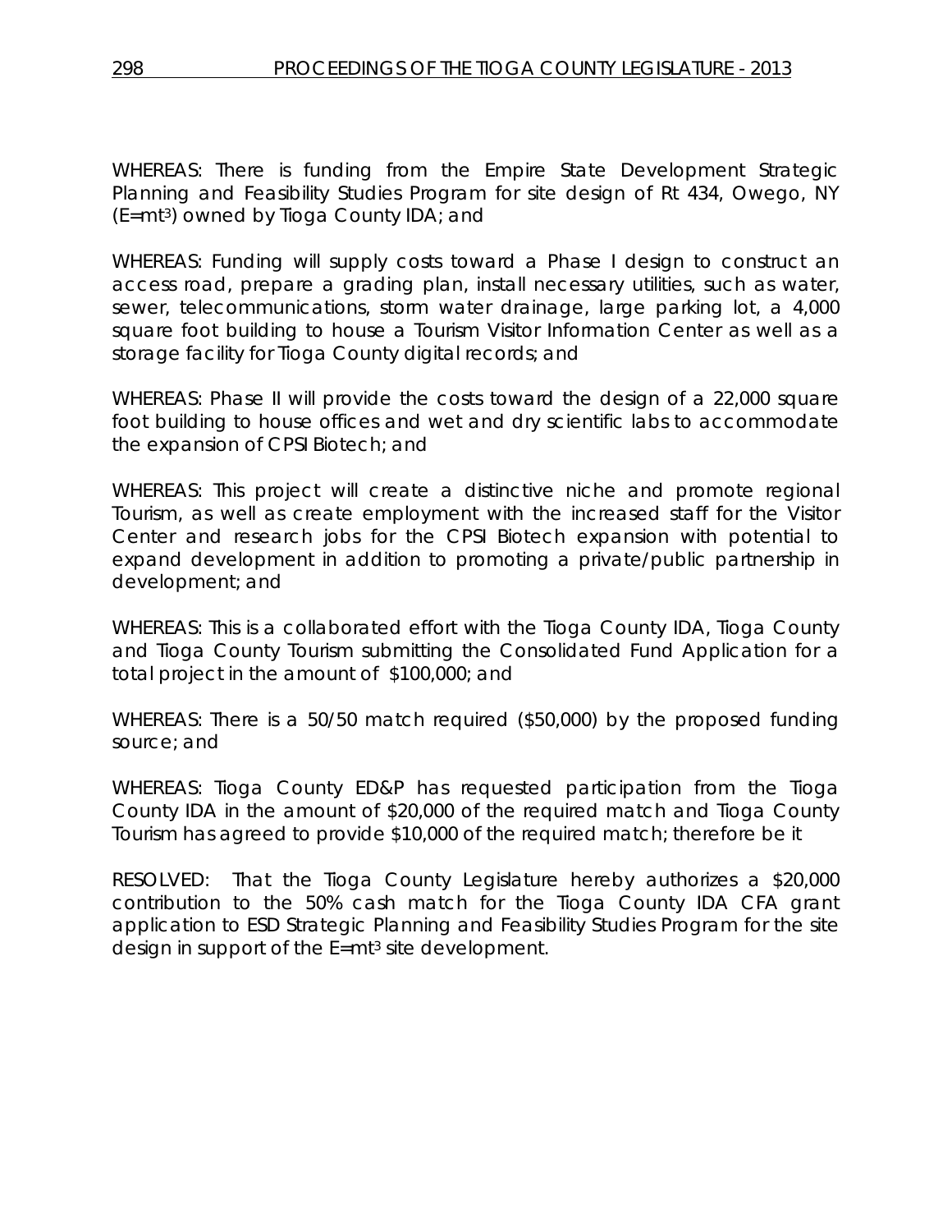WHEREAS: There is funding from the Empire State Development Strategic Planning and Feasibility Studies Program for site design of Rt 434, Owego, NY (E=mt$^3$) owned by Tioga County IDA; and

WHEREAS: Funding will supply costs toward a Phase I design to construct an access road, prepare a grading plan, install necessary utilities, such as water, sewer, telecommunications, storm water drainage, large parking lot, a 4,000 square foot building to house a Tourism Visitor Information Center as well as a storage facility for Tioga County digital records; and

WHEREAS: Phase II will provide the costs toward the design of a 22,000 square foot building to house offices and wet and dry scientific labs to accommodate the expansion of CPSI Biotech; and

WHEREAS: This project will create a distinctive niche and promote regional Tourism, as well as create employment with the increased staff for the Visitor Center and research jobs for the CPSI Biotech expansion with potential to expand development in addition to promoting a private/public partnership in development; and

WHEREAS: This is a collaborated effort with the Tioga County IDA, Tioga County and Tioga County Tourism submitting the Consolidated Fund Application for a total project in the amount of $100,000; and

WHEREAS: There is a 50/50 match required ($50,000) by the proposed funding source; and

WHEREAS: Tioga County ED&P has requested participation from the Tioga County IDA in the amount of $20,000 of the required match and Tioga County Tourism has agreed to provide $10,000 of the required match; therefore be it

RESOLVED: That the Tioga County Legislature hereby authorizes a $20,000 contribution to the 50% cash match for the Tioga County IDA CFA grant application to ESD Strategic Planning and Feasibility Studies Program for the site design in support of the E=mt$^3$ site development.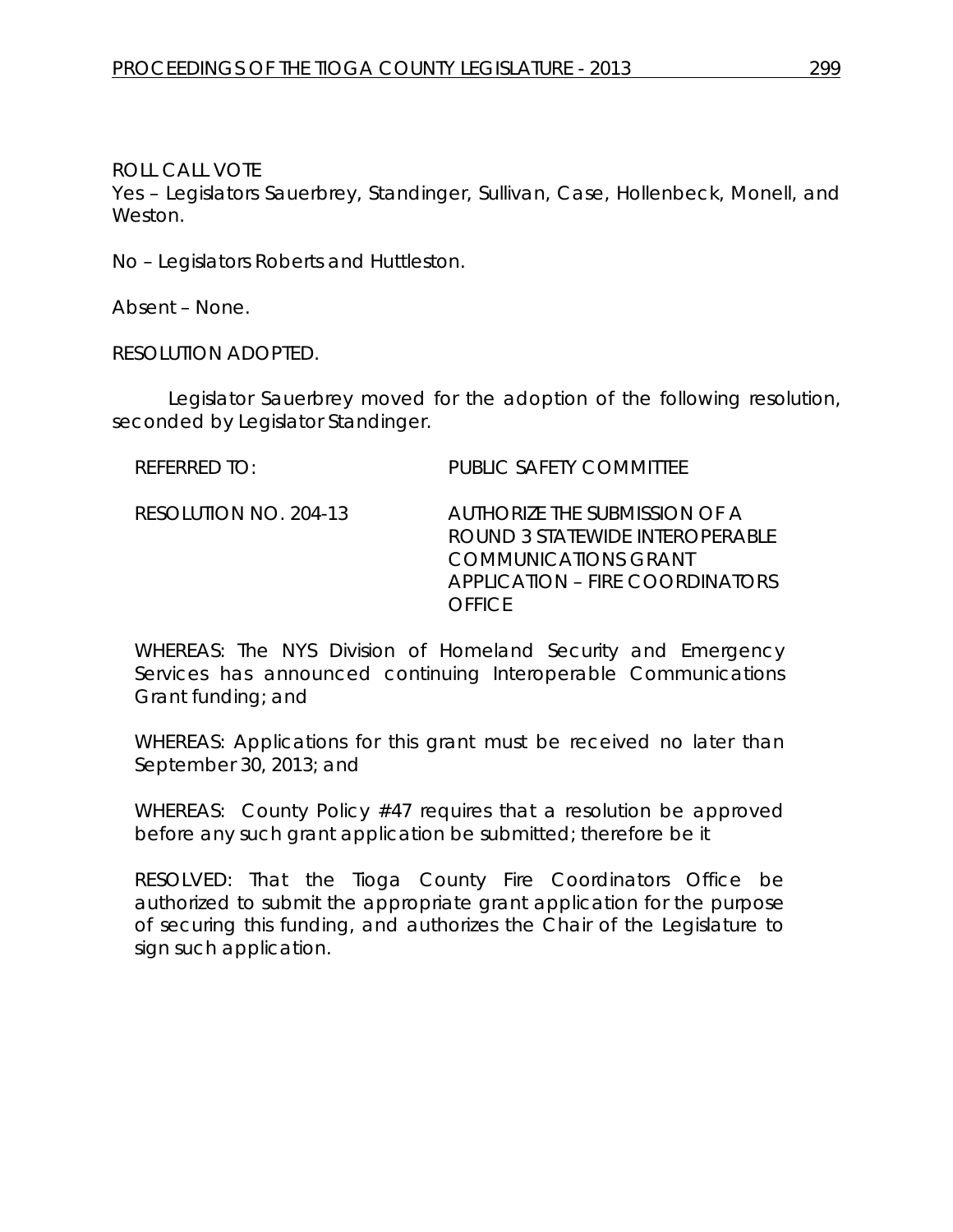ROLL CALL VOTE
Yes – Legislators Sauerbrey, Standinger, Sullivan, Case, Hollenbeck, Monell, and Weston.

No – Legislators Roberts and Huttleston.

Absent – None.

RESOLUTION ADOPTED.

Legislator Sauerbrey moved for the adoption of the following resolution, seconded by Legislator Standinger.

REFERRED TO: PUBLIC SAFETY COMMITTEE

RESOLUTION NO. 204-13 AUTHORIZE THE SUBMISSION OF A ROUND 3 STATEWIDE INTEROPERABLE COMMUNICATIONS GRANT APPLICATION – FIRE COORDINATORS OFFICE

WHEREAS: The NYS Division of Homeland Security and Emergency Services has announced continuing Interoperable Communications Grant funding; and

WHEREAS: Applications for this grant must be received no later than September 30, 2013; and

WHEREAS: County Policy #47 requires that a resolution be approved before any such grant application be submitted; therefore be it

RESOLVED: That the Tioga County Fire Coordinators Office be authorized to submit the appropriate grant application for the purpose of securing this funding, and authorizes the Chair of the Legislature to sign such application.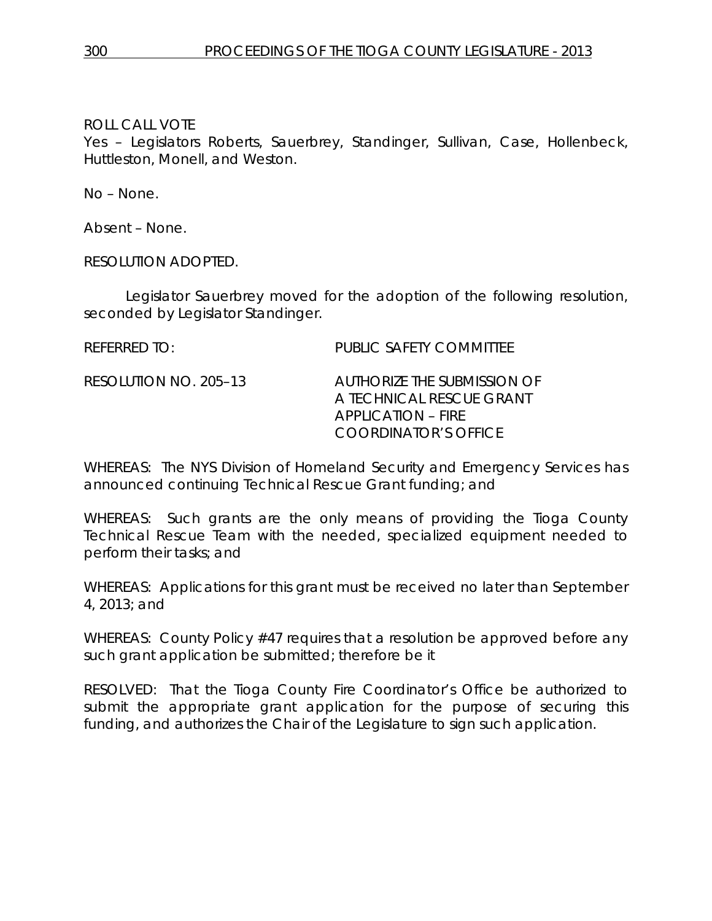ROLL CALL VOTE
Yes – Legislators Roberts, Sauerbrey, Standinger, Sullivan, Case, Hollenbeck, Huttleston, Monell, and Weston.

No – None.

Absent – None.

RESOLUTION ADOPTED.

Legislator Sauerbrey moved for the adoption of the following resolution, seconded by Legislator Standinger.

REFERRED TO: PUBLIC SAFETY COMMITTEE

RESOLUTION NO. 205–13 AUTHORIZE THE SUBMISSION OF A TECHNICAL RESCUE GRANT APPLICATION – FIRE COORDINATOR'S OFFICE

WHEREAS: The NYS Division of Homeland Security and Emergency Services has announced continuing Technical Rescue Grant funding; and

WHEREAS: Such grants are the only means of providing the Tioga County Technical Rescue Team with the needed, specialized equipment needed to perform their tasks; and

WHEREAS: Applications for this grant must be received no later than September 4, 2013; and

WHEREAS: County Policy #47 requires that a resolution be approved before any such grant application be submitted; therefore be it

RESOLVED: That the Tioga County Fire Coordinator's Office be authorized to submit the appropriate grant application for the purpose of securing this funding, and authorizes the Chair of the Legislature to sign such application.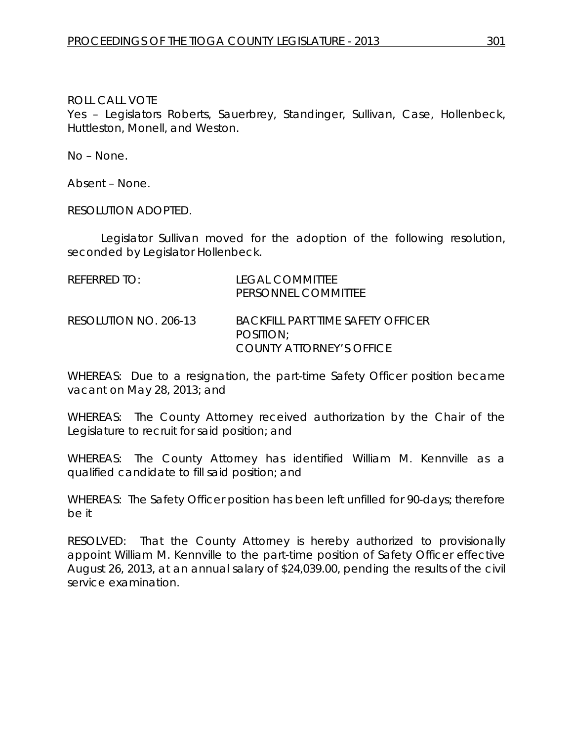ROLL CALL VOTE
Yes – Legislators Roberts, Sauerbrey, Standinger, Sullivan, Case, Hollenbeck, Huttleston, Monell, and Weston.

No – None.

Absent – None.

RESOLUTION ADOPTED.

Legislator Sullivan moved for the adoption of the following resolution, seconded by Legislator Hollenbeck.

REFERRED TO: LEGAL COMMITTEE
PERSONNEL COMMITTEE

RESOLUTION NO. 206-13 BACKFILL PART TIME SAFETY OFFICER POSITION;
COUNTY ATTORNEY'S OFFICE

WHEREAS: Due to a resignation, the part-time Safety Officer position became vacant on May 28, 2013; and

WHEREAS: The County Attorney received authorization by the Chair of the Legislature to recruit for said position; and

WHEREAS: The County Attorney has identified William M. Kennville as a qualified candidate to fill said position; and

WHEREAS: The Safety Officer position has been left unfilled for 90-days; therefore be it

RESOLVED: That the County Attorney is hereby authorized to provisionally appoint William M. Kennville to the part-time position of Safety Officer effective August 26, 2013, at an annual salary of $24,039.00, pending the results of the civil service examination.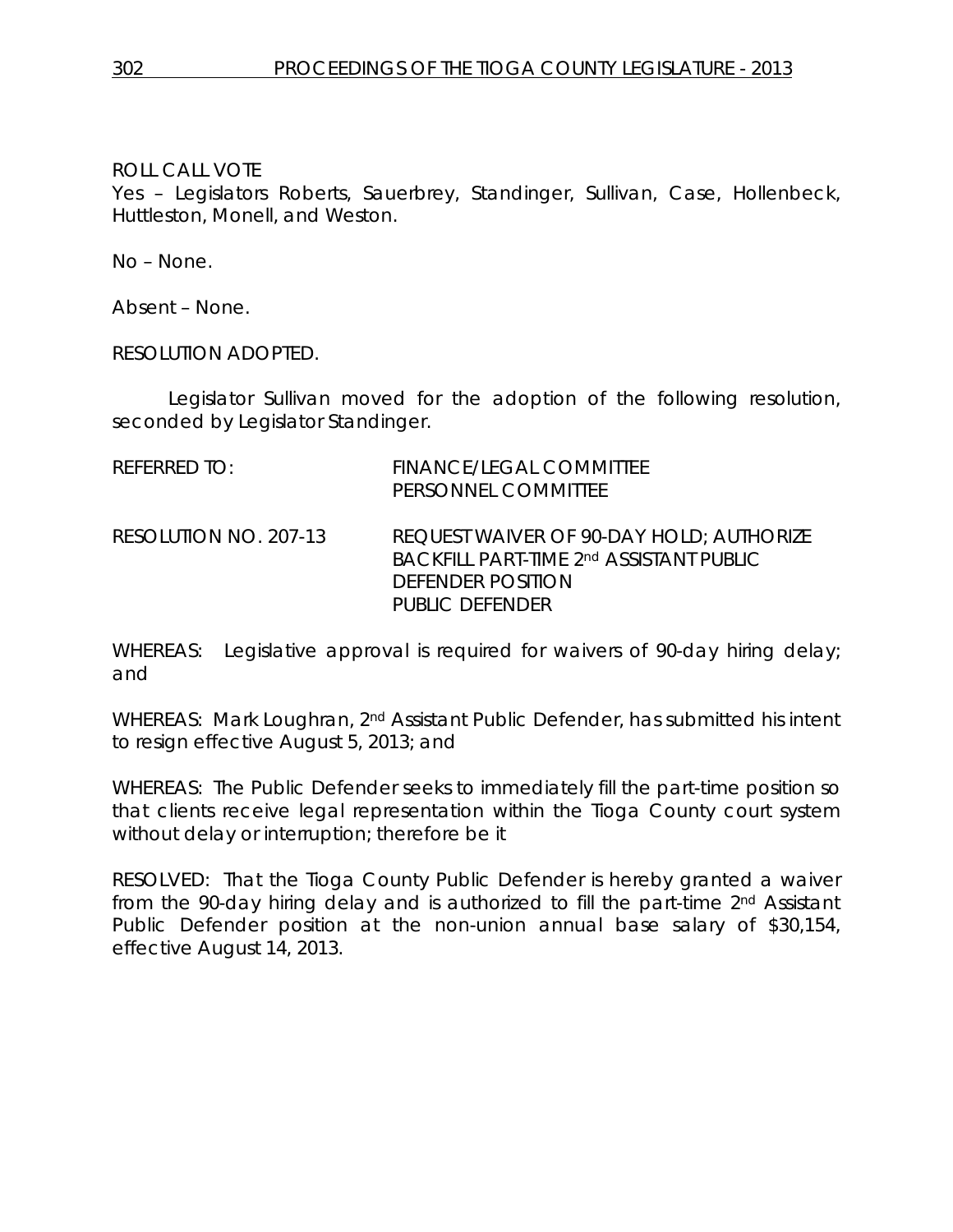ROLL CALL VOTE
Yes – Legislators Roberts, Sauerbrey, Standinger, Sullivan, Case, Hollenbeck, Huttleston, Monell, and Weston.

No – None.

Absent – None.

RESOLUTION ADOPTED.

Legislator Sullivan moved for the adoption of the following resolution, seconded by Legislator Standinger.

REFERRED TO: FINANCE/LEGAL COMMITTEE
PERSONNEL COMMITTEE

RESOLUTION NO. 207-13 REQUEST WAIVER OF 90-DAY HOLD; AUTHORIZE BACKFILL PART-TIME 2nd ASSISTANT PUBLIC DEFENDER POSITION
PUBLIC DEFENDER

WHEREAS: Legislative approval is required for waivers of 90-day hiring delay; and

WHEREAS: Mark Loughran, 2nd Assistant Public Defender, has submitted his intent to resign effective August 5, 2013; and

WHEREAS: The Public Defender seeks to immediately fill the part-time position so that clients receive legal representation within the Tioga County court system without delay or interruption; therefore be it

RESOLVED: That the Tioga County Public Defender is hereby granted a waiver from the 90-day hiring delay and is authorized to fill the part-time 2nd Assistant Public Defender position at the non-union annual base salary of $30,154, effective August 14, 2013.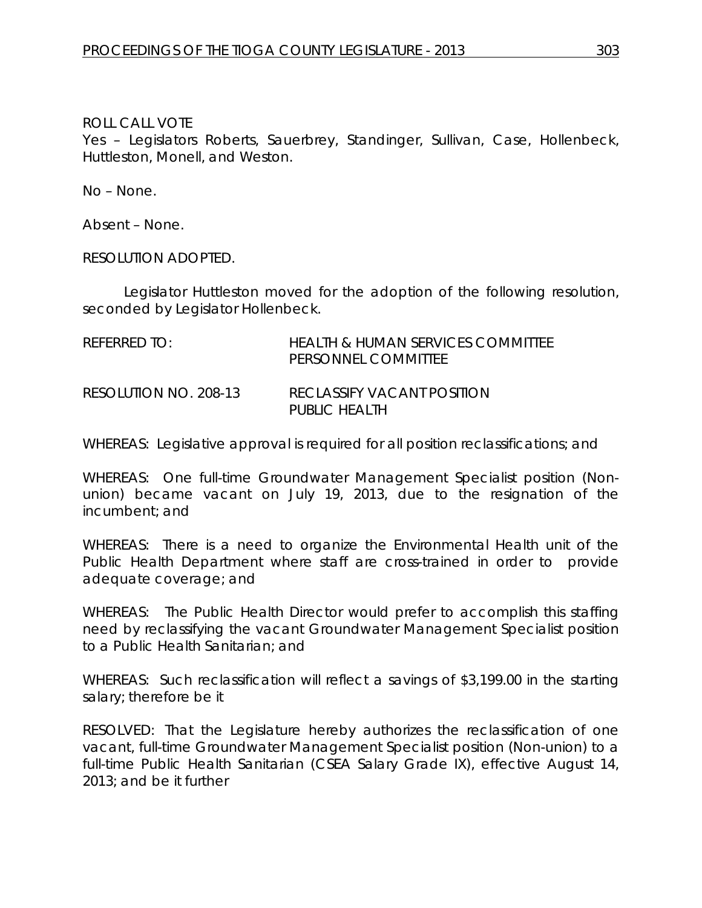ROLL CALL VOTE
Yes – Legislators Roberts, Sauerbrey, Standinger, Sullivan, Case, Hollenbeck, Huttleston, Monell, and Weston.

No – None.

Absent – None.

RESOLUTION ADOPTED.

Legislator Huttleston moved for the adoption of the following resolution, seconded by Legislator Hollenbeck.

REFERRED TO: HEALTH & HUMAN SERVICES COMMITTEE
PERSONNEL COMMITTEE

RESOLUTION NO. 208-13 RECLASSIFY VACANT POSITION
PUBLIC HEALTH

WHEREAS: Legislative approval is required for all position reclassifications; and

WHEREAS: One full-time Groundwater Management Specialist position (Non-union) became vacant on July 19, 2013, due to the resignation of the incumbent; and

WHEREAS: There is a need to organize the Environmental Health unit of the Public Health Department where staff are cross-trained in order to provide adequate coverage; and

WHEREAS: The Public Health Director would prefer to accomplish this staffing need by reclassifying the vacant Groundwater Management Specialist position to a Public Health Sanitarian; and

WHEREAS: Such reclassification will reflect a savings of $3,199.00 in the starting salary; therefore be it

RESOLVED: That the Legislature hereby authorizes the reclassification of one vacant, full-time Groundwater Management Specialist position (Non-union) to a full-time Public Health Sanitarian (CSEA Salary Grade IX), effective August 14, 2013; and be it further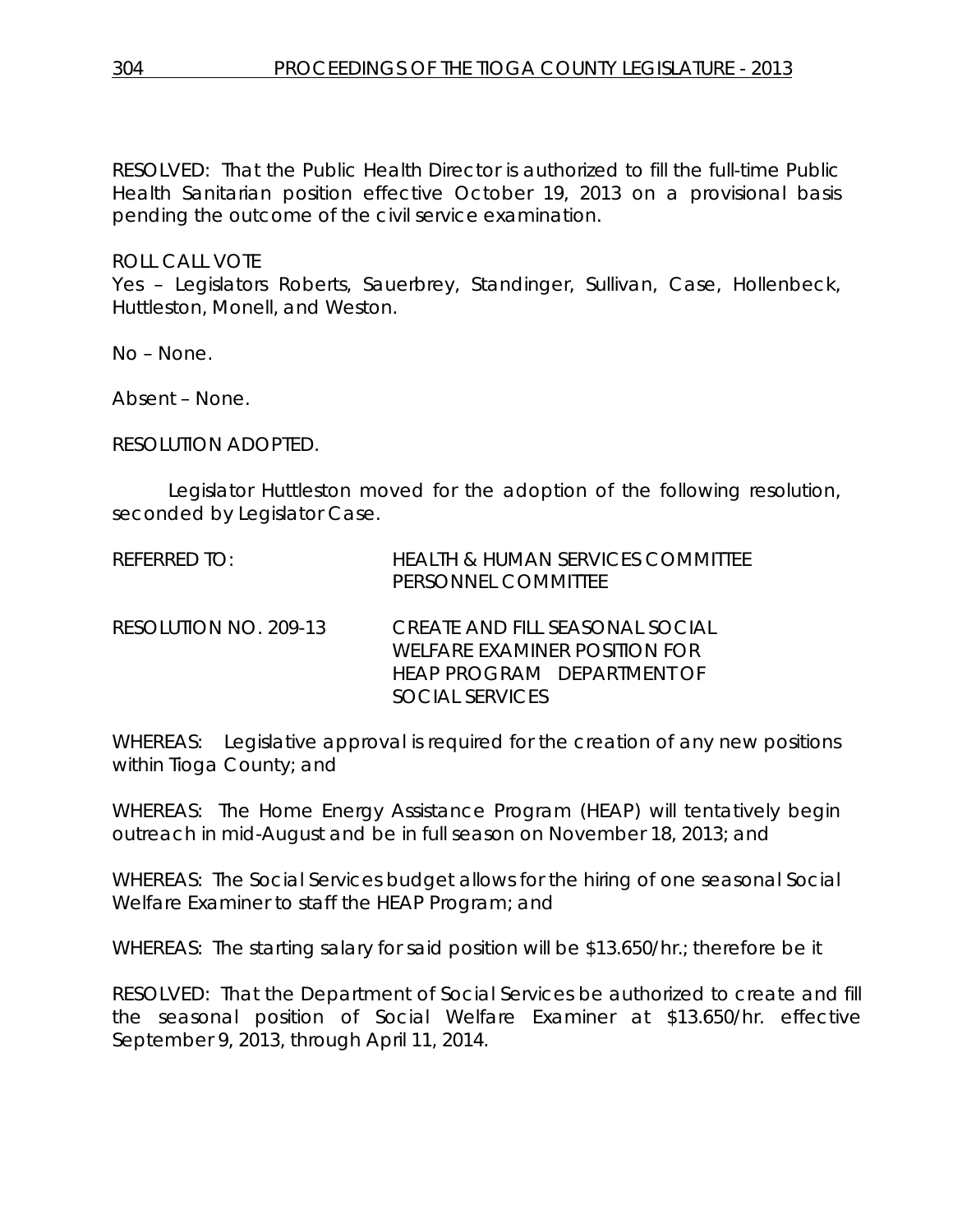RESOLVED: That the Public Health Director is authorized to fill the full-time Public Health Sanitarian position effective October 19, 2013 on a provisional basis pending the outcome of the civil service examination.

ROLL CALL VOTE
Yes – Legislators Roberts, Sauerbrey, Standinger, Sullivan, Case, Hollenbeck, Huttleston, Monell, and Weston.

No – None.

Absent – None.

RESOLUTION ADOPTED.

Legislator Huttleston moved for the adoption of the following resolution, seconded by Legislator Case.

REFERRED TO: HEALTH & HUMAN SERVICES COMMITTEE
PERSONNEL COMMITTEE

RESOLUTION NO. 209-13 CREATE AND FILL SEASONAL SOCIAL WELFARE EXAMINER POSITION FOR HEAP PROGRAM DEPARTMENT OF SOCIAL SERVICES

WHEREAS: Legislative approval is required for the creation of any new positions within Tioga County; and

WHEREAS: The Home Energy Assistance Program (HEAP) will tentatively begin outreach in mid-August and be in full season on November 18, 2013; and

WHEREAS: The Social Services budget allows for the hiring of one seasonal Social Welfare Examiner to staff the HEAP Program; and

WHEREAS: The starting salary for said position will be $13.650/hr.; therefore be it

RESOLVED: That the Department of Social Services be authorized to create and fill the seasonal position of Social Welfare Examiner at $13.650/hr. effective September 9, 2013, through April 11, 2014.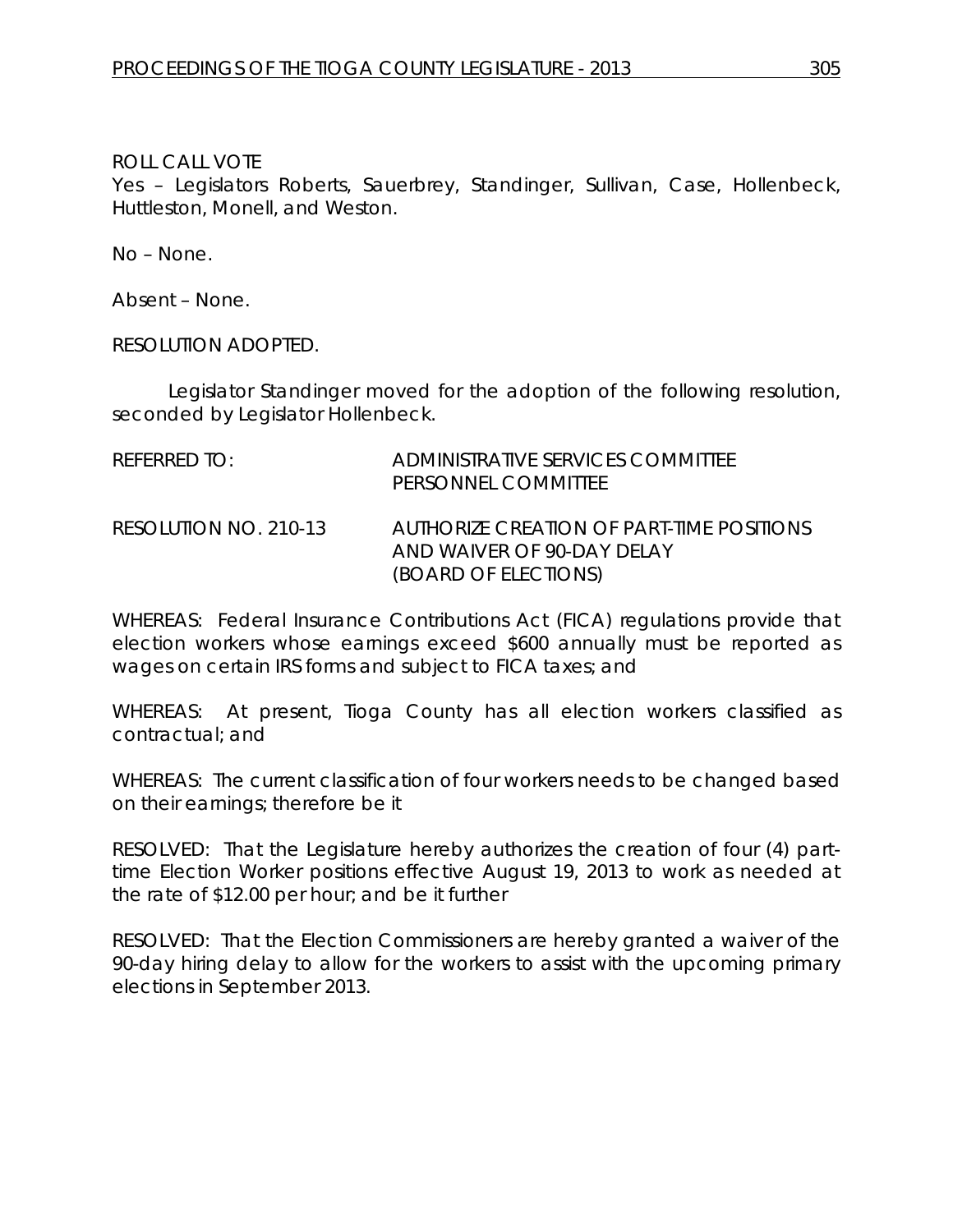ROLL CALL VOTE
Yes – Legislators Roberts, Sauerbrey, Standinger, Sullivan, Case, Hollenbeck, Huttleston, Monell, and Weston.

No – None.

Absent – None.

RESOLUTION ADOPTED.

Legislator Standinger moved for the adoption of the following resolution, seconded by Legislator Hollenbeck.

| | |
|---|---|
| REFERRED TO: | ADMINISTRATIVE SERVICES COMMITTEE<br>PERSONNEL COMMITTEE |
| RESOLUTION NO. 210-13 | AUTHORIZE CREATION OF PART-TIME POSITIONS AND WAIVER OF 90-DAY DELAY<br>(BOARD OF ELECTIONS) |

WHEREAS: Federal Insurance Contributions Act (FICA) regulations provide that election workers whose earnings exceed $600 annually must be reported as wages on certain IRS forms and subject to FICA taxes; and

WHEREAS: At present, Tioga County has all election workers classified as contractual; and

WHEREAS: The current classification of four workers needs to be changed based on their earnings; therefore be it

RESOLVED: That the Legislature hereby authorizes the creation of four (4) part-time Election Worker positions effective August 19, 2013 to work as needed at the rate of $12.00 per hour; and be it further

RESOLVED: That the Election Commissioners are hereby granted a waiver of the 90-day hiring delay to allow for the workers to assist with the upcoming primary elections in September 2013.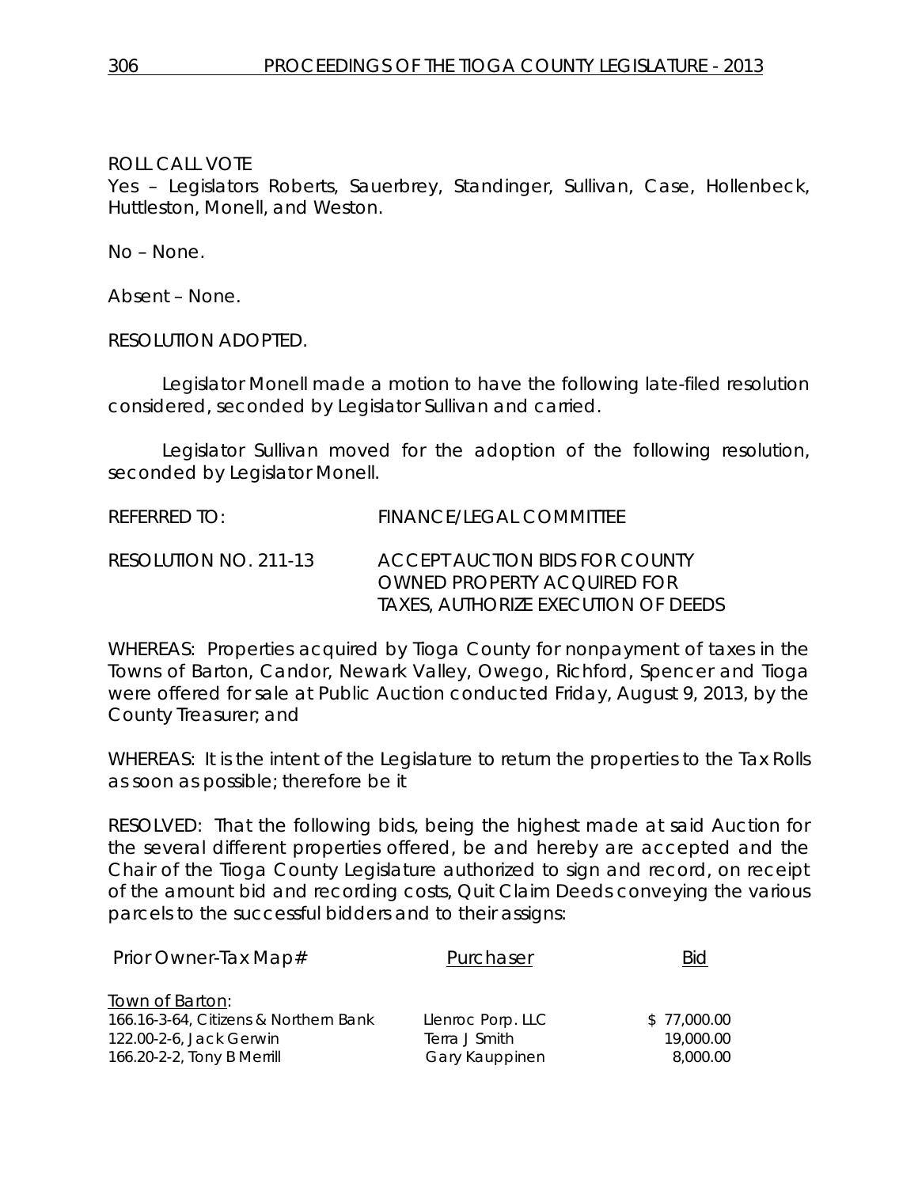ROLL CALL VOTE
Yes – Legislators Roberts, Sauerbrey, Standinger, Sullivan, Case, Hollenbeck, Huttleston, Monell, and Weston.

No – None.

Absent – None.

RESOLUTION ADOPTED.

Legislator Monell made a motion to have the following late-filed resolution considered, seconded by Legislator Sullivan and carried.

Legislator Sullivan moved for the adoption of the following resolution, seconded by Legislator Monell.

REFERRED TO: FINANCE/LEGAL COMMITTEE

RESOLUTION NO. 211-13 ACCEPT AUCTION BIDS FOR COUNTY OWNED PROPERTY ACQUIRED FOR TAXES, AUTHORIZE EXECUTION OF DEEDS

WHEREAS: Properties acquired by Tioga County for nonpayment of taxes in the Towns of Barton, Candor, Newark Valley, Owego, Richford, Spencer and Tioga were offered for sale at Public Auction conducted Friday, August 9, 2013, by the County Treasurer; and

WHEREAS: It is the intent of the Legislature to return the properties to the Tax Rolls as soon as possible; therefore be it

RESOLVED: That the following bids, being the highest made at said Auction for the several different properties offered, be and hereby are accepted and the Chair of the Tioga County Legislature authorized to sign and record, on receipt of the amount bid and recording costs, Quit Claim Deeds conveying the various parcels to the successful bidders and to their assigns:

| Prior Owner-Tax Map# | Purchaser | Bid |
|---|---|---|
| Town of Barton: | | |
| 166.16-3-64, Citizens & Northern Bank | Llenroc Porp. LLC | $ 77,000.00 |
| 122.00-2-6, Jack Gerwin | Terra J Smith | 19,000.00 |
| 166.20-2-2, Tony B Merrill | Gary Kauppinen | 8,000.00 |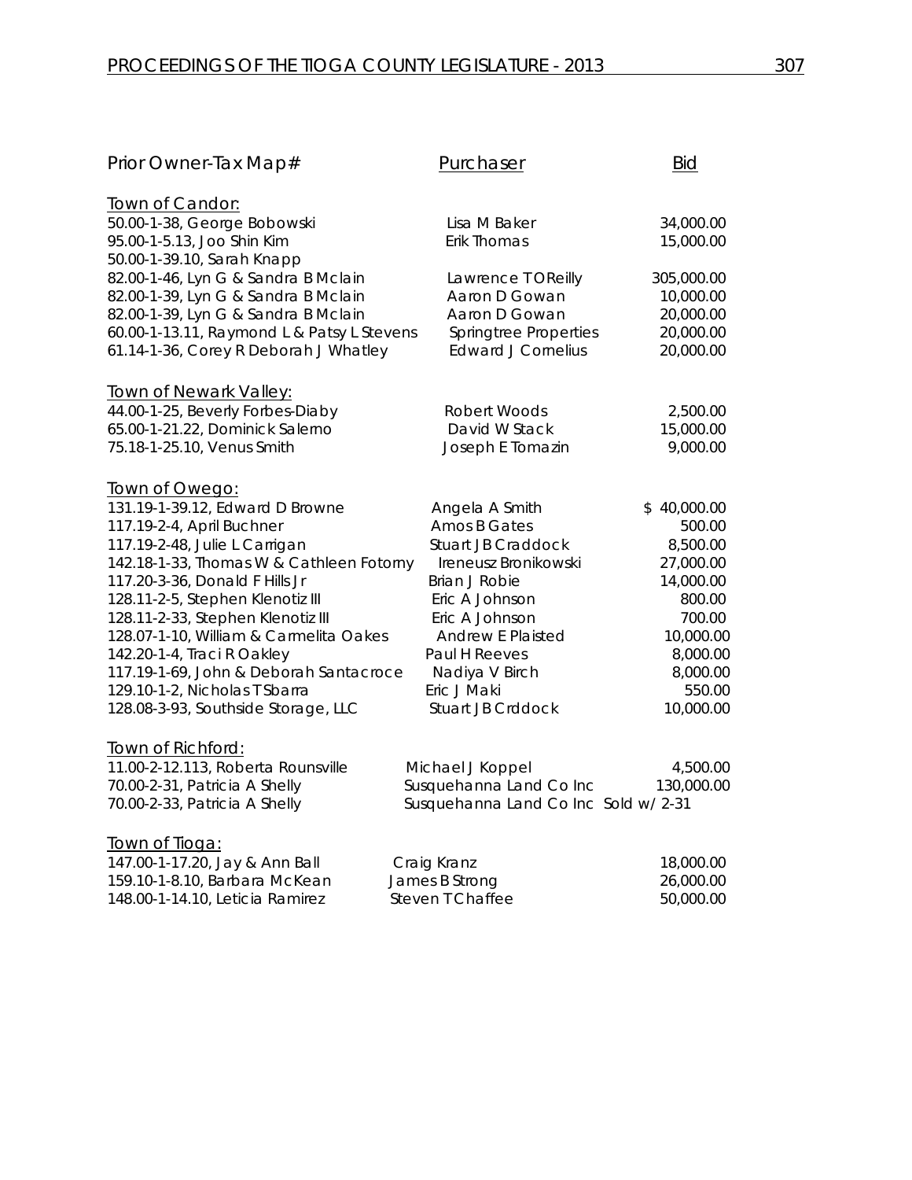| Prior Owner-Tax Map# | Purchaser | Bid |
|---|---|---|
| **Town of Candor:** | | |
| 50.00-1-38, George Bobowski | Lisa M Baker | 34,000.00 |
| 95.00-1-5.13, Joo Shin Kim | Erik Thomas | 15,000.00 |
| 50.00-1-39.10, Sarah Knapp | | |
| 82.00-1-46, Lyn G & Sandra B Mclain | Lawrence T OReilly | 305,000.00 |
| 82.00-1-39, Lyn G & Sandra B Mclain | Aaron D Gowan | 10,000.00 |
| 82.00-1-39, Lyn G & Sandra B Mclain | Aaron D Gowan | 20,000.00 |
| 60.00-1-13.11, Raymond L & Patsy L Stevens | Springtree Properties | 20,000.00 |
| 61.14-1-36, Corey R Deborah J Whatley | Edward J Cornelius | 20,000.00 |
| **Town of Newark Valley:** | | |
| 44.00-1-25, Beverly Forbes-Diaby | Robert Woods | 2,500.00 |
| 65.00-1-21.22, Dominick Salerno | David W Stack | 15,000.00 |
| 75.18-1-25.10, Venus Smith | Joseph E Tomazin | 9,000.00 |
| **Town of Owego:** | | |
| 131.19-1-39.12, Edward D Browne | Angela A Smith | $ 40,000.00 |
| 117.19-2-4, April Buchner | Amos B Gates | 500.00 |
| 117.19-2-48, Julie L Carrigan | Stuart JB Craddock | 8,500.00 |
| 142.18-1-33, Thomas W & Cathleen Fotorny | Ireneusz Bronikowski | 27,000.00 |
| 117.20-3-36, Donald F Hills Jr | Brian J Robie | 14,000.00 |
| 128.11-2-5, Stephen Klenotiz III | Eric A Johnson | 800.00 |
| 128.11-2-33, Stephen Klenotiz III | Eric A Johnson | 700.00 |
| 128.07-1-10, William & Carmelita Oakes | Andrew E Plaisted | 10,000.00 |
| 142.20-1-4, Traci R Oakley | Paul H Reeves | 8,000.00 |
| 117.19-1-69, John & Deborah Santacroce | Nadiya V Birch | 8,000.00 |
| 129.10-1-2, Nicholas T Sbarra | Eric J Maki | 550.00 |
| 128.08-3-93, Southside Storage, LLC | Stuart JB Crddock | 10,000.00 |
| **Town of Richford:** | | |
| 11.00-2-12.113, Roberta Rounsville | Michael J Koppel | 4,500.00 |
| 70.00-2-31, Patricia A Shelly | Susquehanna Land Co Inc | 130,000.00 |
| 70.00-2-33, Patricia A Shelly | Susquehanna Land Co Inc Sold w/ 2-31 | |
| **Town of Tioga:** | | |
| 147.00-1-17.20, Jay & Ann Ball | Craig Kranz | 18,000.00 |
| 159.10-1-8.10, Barbara McKean | James B Strong | 26,000.00 |
| 148.00-1-14.10, Leticia Ramirez | Steven T Chaffee | 50,000.00 |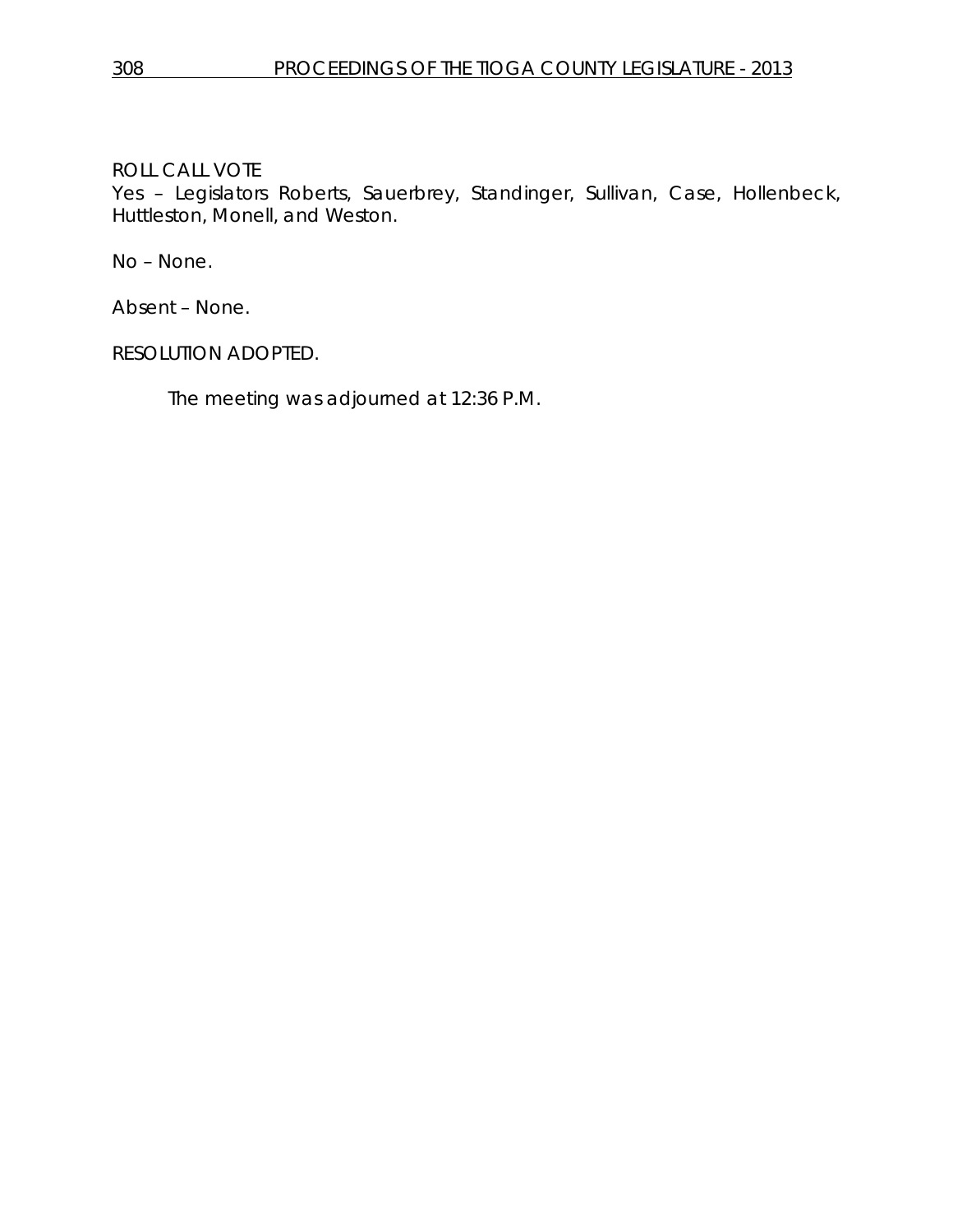ROLL CALL VOTE
Yes – Legislators Roberts, Sauerbrey, Standinger, Sullivan, Case, Hollenbeck, Huttleston, Monell, and Weston.

No – None.

Absent – None.

RESOLUTION ADOPTED.

The meeting was adjourned at 12:36 P.M.